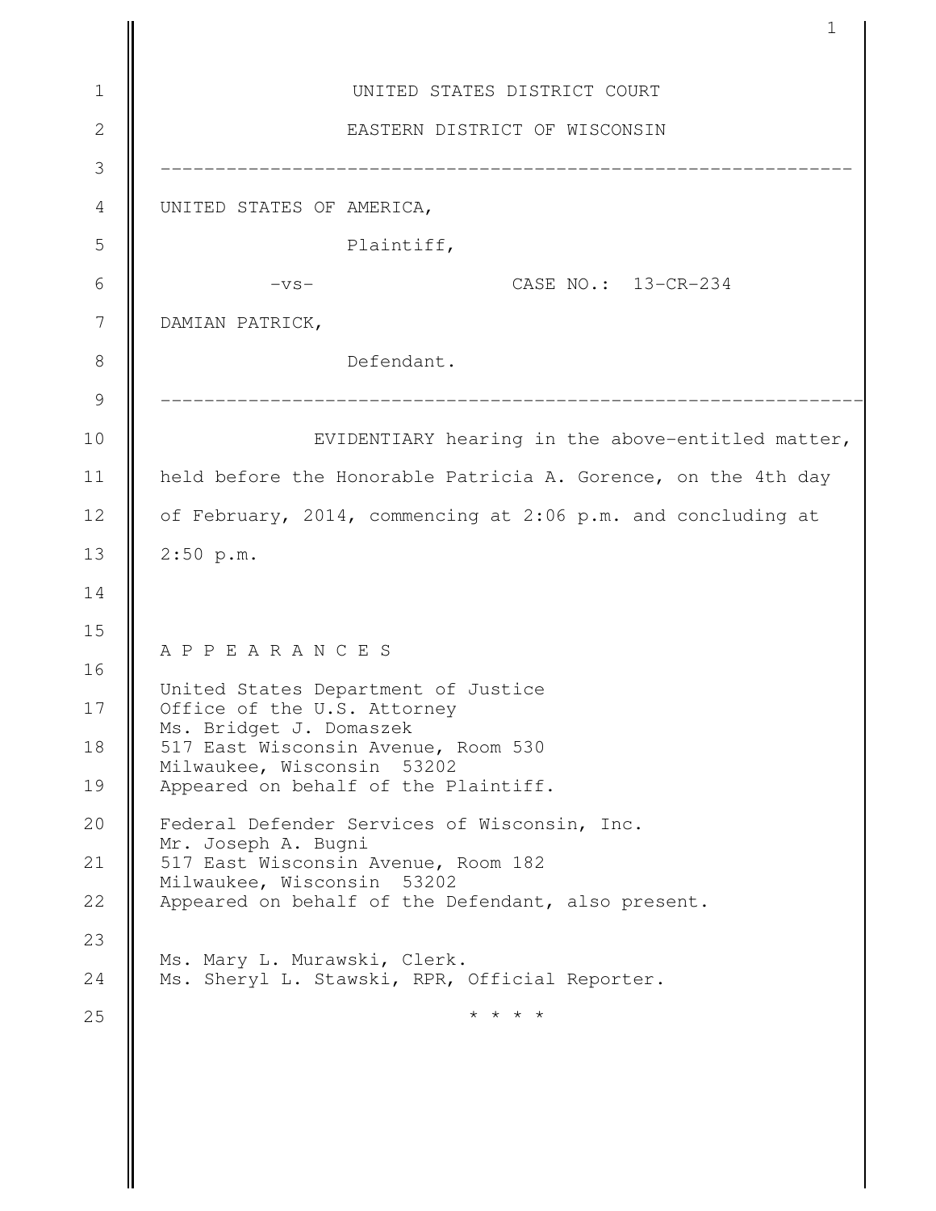UNITED STATES DISTRICT COURT

EASTERN DISTRICT OF WISCONSIN

---

UNITED STATES OF AMERICA,

Plaintiff,

-vs- CASE NO.: 13-CR-234

DAMIAN PATRICK,

Defendant.

---

EVIDENTIARY hearing in the above-entitled matter, held before the Honorable Patricia A. Gorence, on the 4th day of February, 2014, commencing at 2:06 p.m. and concluding at 2:50 p.m.

A P P E A R A N C E S

United States Department of Justice
Office of the U.S. Attorney
Ms. Bridget J. Domaszek
517 East Wisconsin Avenue, Room 530
Milwaukee, Wisconsin 53202
Appeared on behalf of the Plaintiff.

Federal Defender Services of Wisconsin, Inc.
Mr. Joseph A. Bugni
517 East Wisconsin Avenue, Room 182
Milwaukee, Wisconsin 53202
Appeared on behalf of the Defendant, also present.

Ms. Mary L. Murawski, Clerk.
Ms. Sheryl L. Stawski, RPR, Official Reporter.

* * * *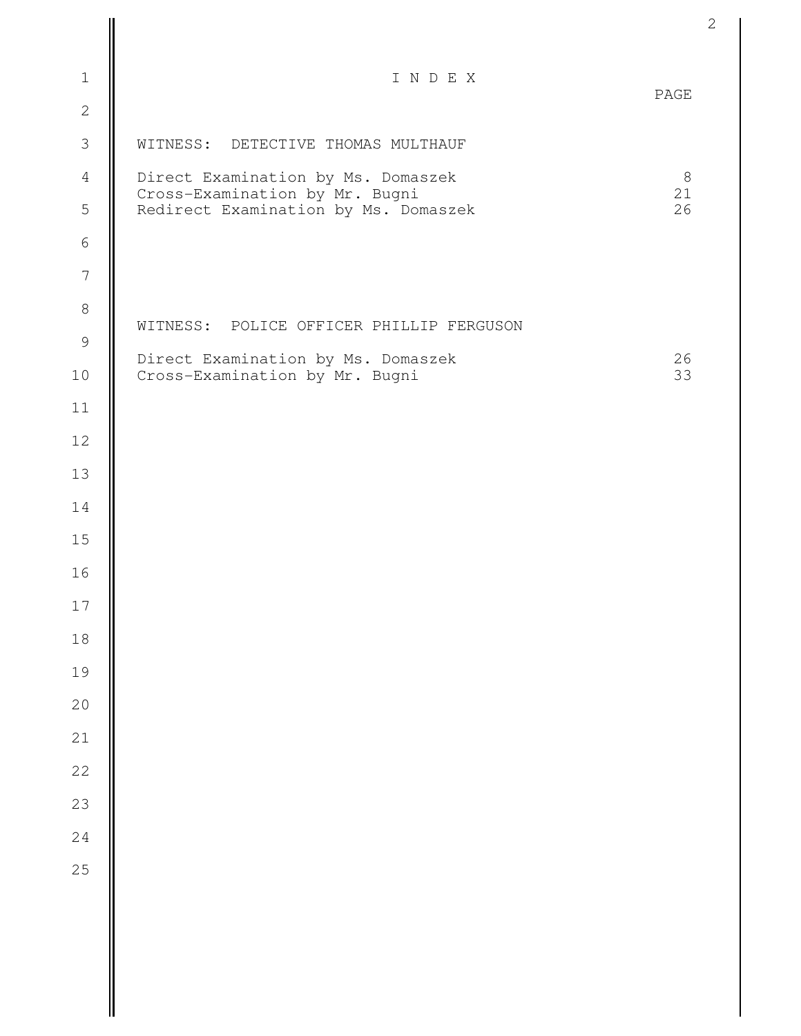# I N D E X

PAGE

WITNESS: DETECTIVE THOMAS MULTHAUF

| | |
|---|---|
| Direct Examination by Ms. Domaszek | 8 |
| Cross-Examination by Mr. Bugni | 21 |
| Redirect Examination by Ms. Domaszek | 26 |

WITNESS: POLICE OFFICER PHILLIP FERGUSON

| | |
|---|---|
| Direct Examination by Ms. Domaszek | 26 |
| Cross-Examination by Mr. Bugni | 33 |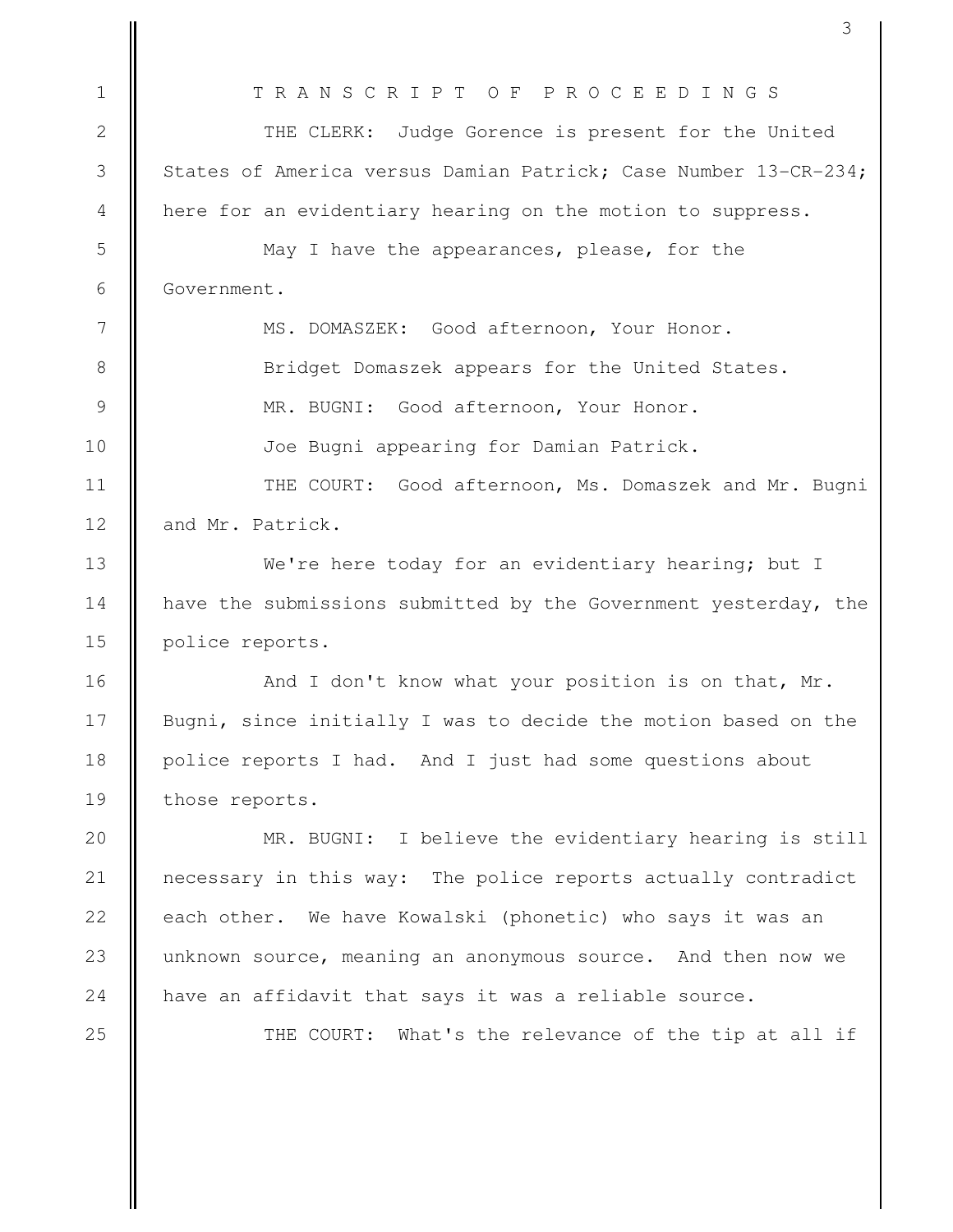T R A N S C R I P T  O F  P R O C E E D I N G S

THE CLERK: Judge Gorence is present for the United States of America versus Damian Patrick; Case Number 13-CR-234; here for an evidentiary hearing on the motion to suppress.

May I have the appearances, please, for the Government.

MS. DOMASZEK: Good afternoon, Your Honor.

Bridget Domaszek appears for the United States.

MR. BUGNI: Good afternoon, Your Honor.

Joe Bugni appearing for Damian Patrick.

THE COURT: Good afternoon, Ms. Domaszek and Mr. Bugni and Mr. Patrick.

We're here today for an evidentiary hearing; but I have the submissions submitted by the Government yesterday, the police reports.

And I don't know what your position is on that, Mr. Bugni, since initially I was to decide the motion based on the police reports I had. And I just had some questions about those reports.

MR. BUGNI: I believe the evidentiary hearing is still necessary in this way: The police reports actually contradict each other. We have Kowalski (phonetic) who says it was an unknown source, meaning an anonymous source. And then now we have an affidavit that says it was a reliable source.

THE COURT: What's the relevance of the tip at all if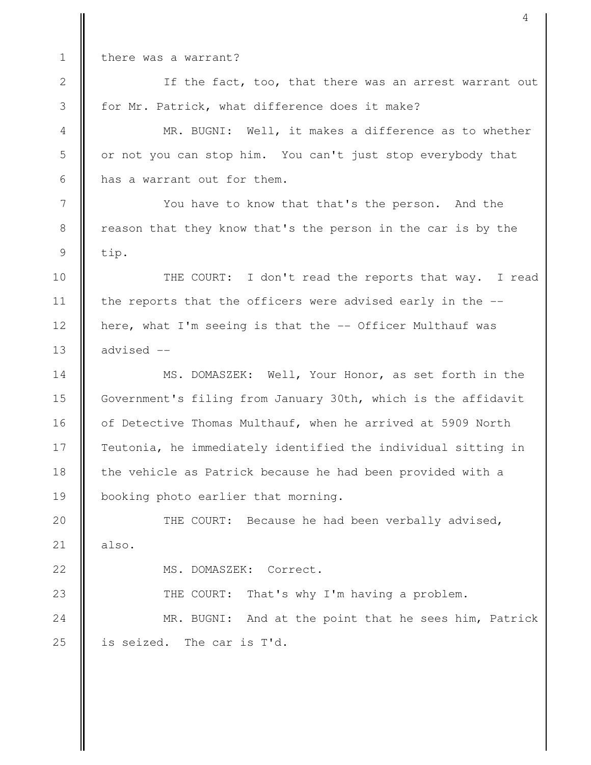there was a warrant?

If the fact, too, that there was an arrest warrant out for Mr. Patrick, what difference does it make?

MR. BUGNI: Well, it makes a difference as to whether or not you can stop him. You can't just stop everybody that has a warrant out for them.

You have to know that that's the person. And the reason that they know that's the person in the car is by the tip.

THE COURT: I don't read the reports that way. I read the reports that the officers were advised early in the -- here, what I'm seeing is that the -- Officer Multhauf was advised --

MS. DOMASZEK: Well, Your Honor, as set forth in the Government's filing from January 30th, which is the affidavit of Detective Thomas Multhauf, when he arrived at 5909 North Teutonia, he immediately identified the individual sitting in the vehicle as Patrick because he had been provided with a booking photo earlier that morning.

THE COURT: Because he had been verbally advised, also.

MS. DOMASZEK: Correct.

THE COURT: That's why I'm having a problem.

MR. BUGNI: And at the point that he sees him, Patrick is seized. The car is T'd.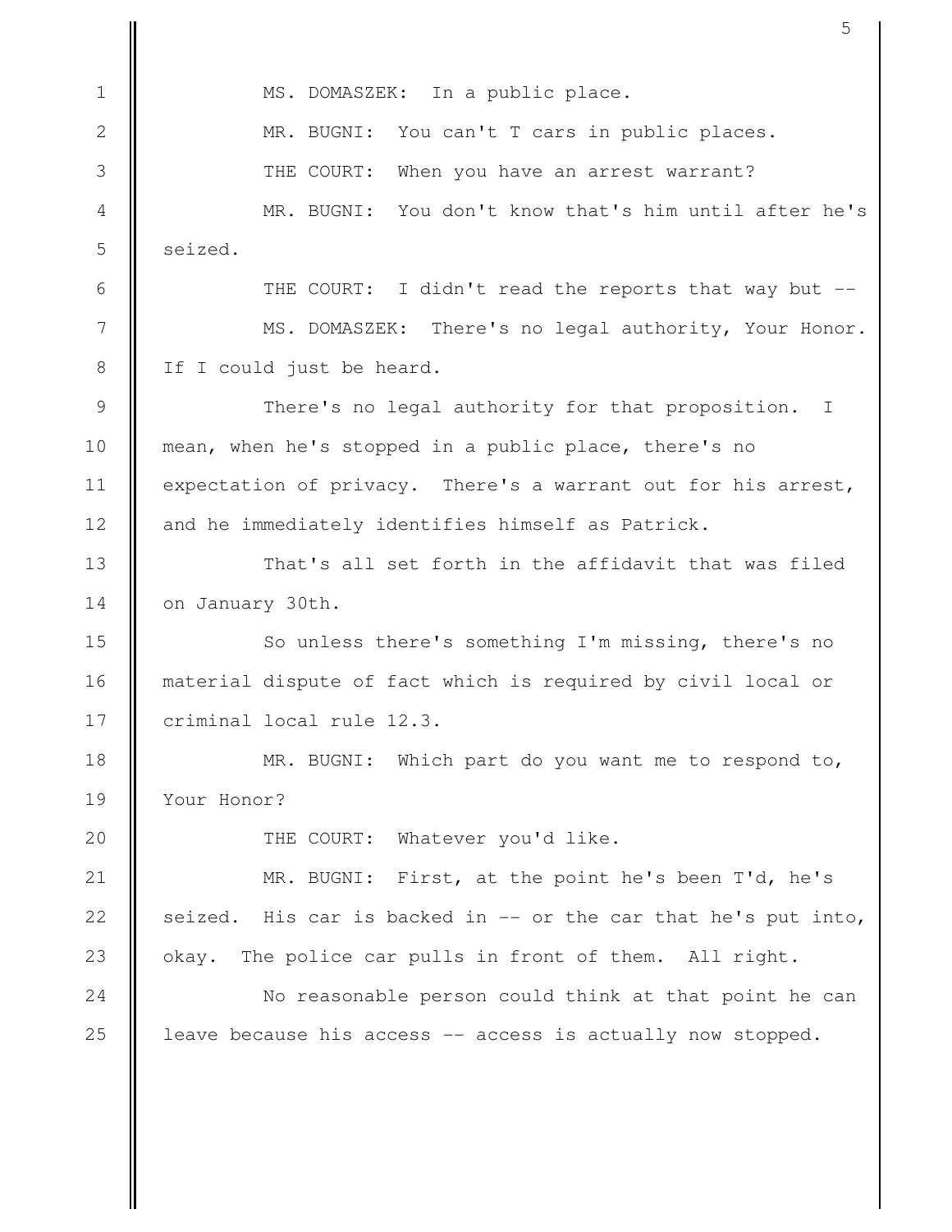MS. DOMASZEK: In a public place.

MR. BUGNI: You can't T cars in public places.

THE COURT: When you have an arrest warrant?

MR. BUGNI: You don't know that's him until after he's seized.

THE COURT: I didn't read the reports that way but --

MS. DOMASZEK: There's no legal authority, Your Honor. If I could just be heard.

There's no legal authority for that proposition. I mean, when he's stopped in a public place, there's no expectation of privacy. There's a warrant out for his arrest, and he immediately identifies himself as Patrick.

That's all set forth in the affidavit that was filed on January 30th.

So unless there's something I'm missing, there's no material dispute of fact which is required by civil local or criminal local rule 12.3.

MR. BUGNI: Which part do you want me to respond to, Your Honor?

THE COURT: Whatever you'd like.

MR. BUGNI: First, at the point he's been T'd, he's seized. His car is backed in -- or the car that he's put into, okay. The police car pulls in front of them. All right.

No reasonable person could think at that point he can leave because his access -- access is actually now stopped.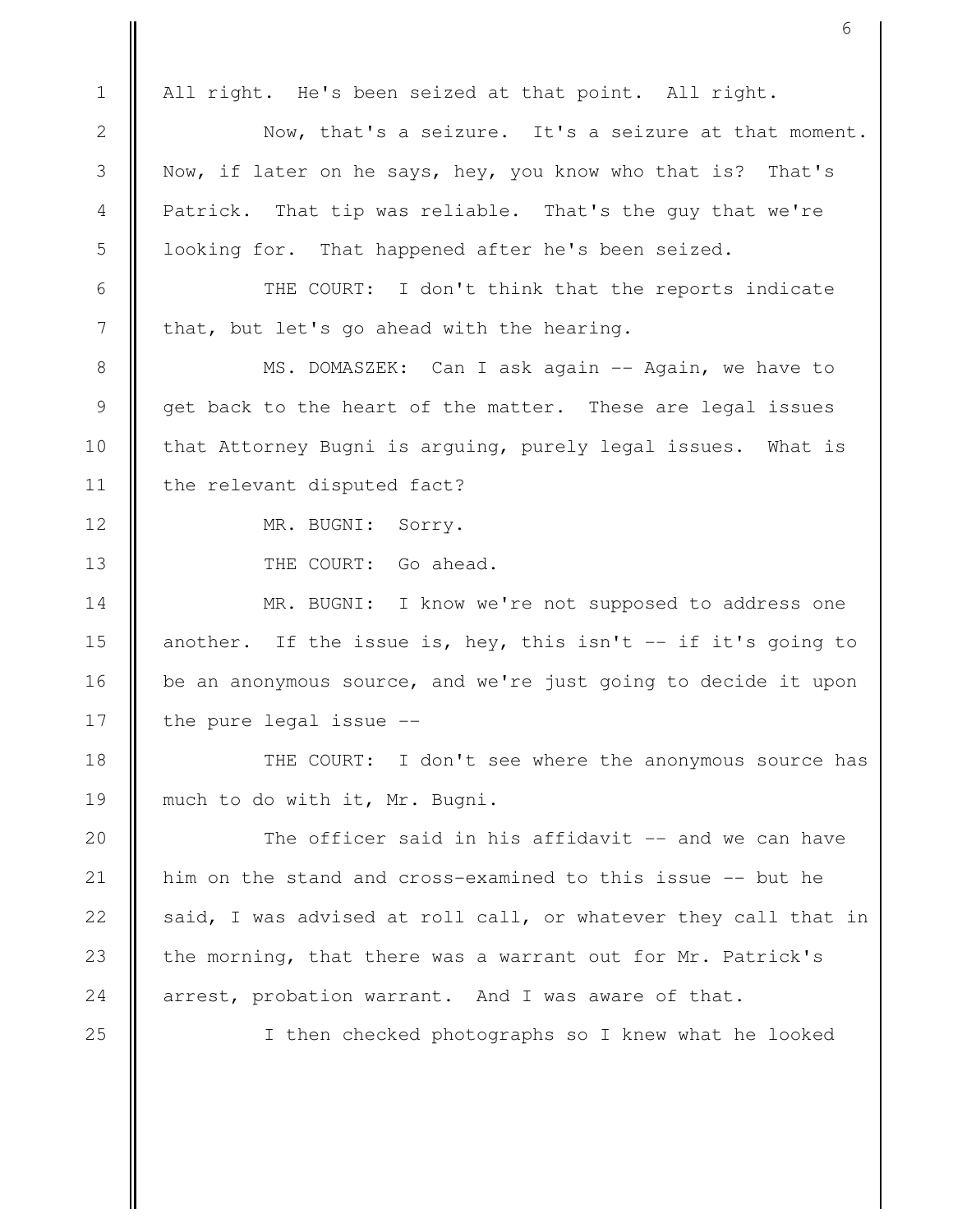All right. He's been seized at that point. All right.

Now, that's a seizure. It's a seizure at that moment. Now, if later on he says, hey, you know who that is? That's Patrick. That tip was reliable. That's the guy that we're looking for. That happened after he's been seized.

THE COURT: I don't think that the reports indicate that, but let's go ahead with the hearing.

MS. DOMASZEK: Can I ask again -- Again, we have to get back to the heart of the matter. These are legal issues that Attorney Bugni is arguing, purely legal issues. What is the relevant disputed fact?

MR. BUGNI: Sorry.

THE COURT: Go ahead.

MR. BUGNI: I know we're not supposed to address one another. If the issue is, hey, this isn't -- if it's going to be an anonymous source, and we're just going to decide it upon the pure legal issue --

THE COURT: I don't see where the anonymous source has much to do with it, Mr. Bugni.

The officer said in his affidavit -- and we can have him on the stand and cross-examined to this issue -- but he said, I was advised at roll call, or whatever they call that in the morning, that there was a warrant out for Mr. Patrick's arrest, probation warrant. And I was aware of that.

I then checked photographs so I knew what he looked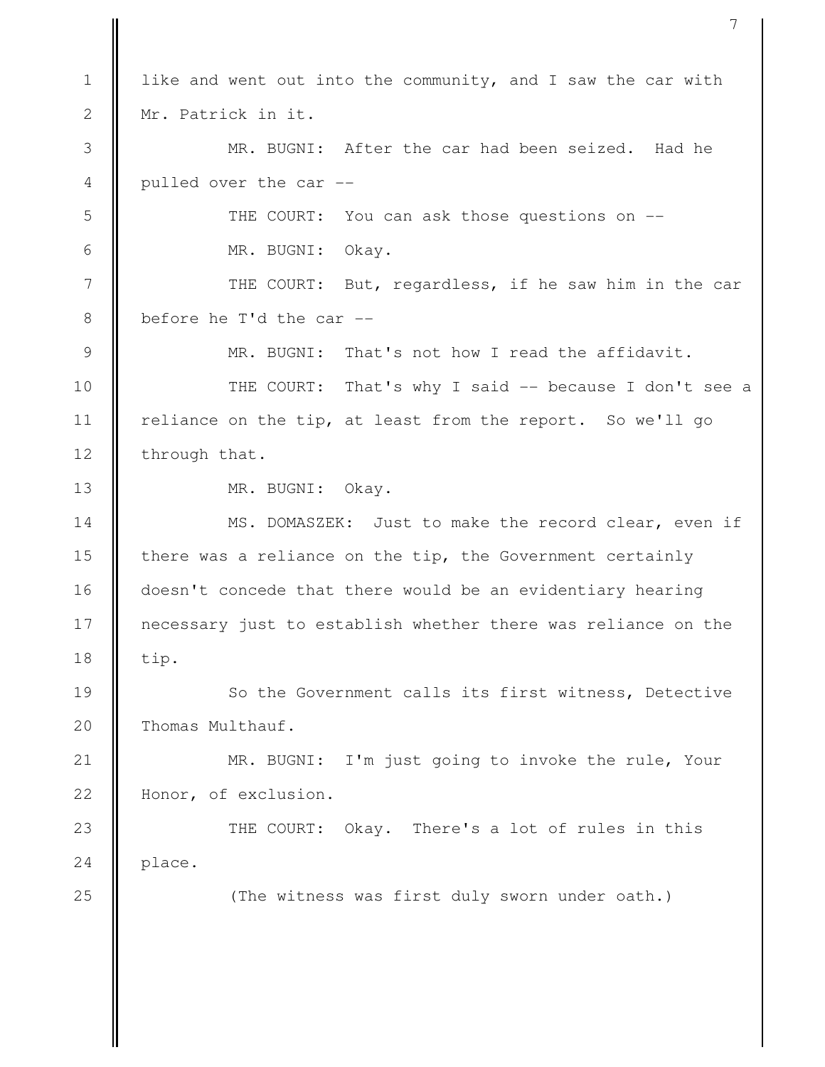like and went out into the community, and I saw the car with Mr. Patrick in it.

MR. BUGNI: After the car had been seized. Had he pulled over the car --

THE COURT: You can ask those questions on --

MR. BUGNI: Okay.

THE COURT: But, regardless, if he saw him in the car before he T'd the car --

MR. BUGNI: That's not how I read the affidavit.

THE COURT: That's why I said -- because I don't see a reliance on the tip, at least from the report. So we'll go through that.

MR. BUGNI: Okay.

MS. DOMASZEK: Just to make the record clear, even if there was a reliance on the tip, the Government certainly doesn't concede that there would be an evidentiary hearing necessary just to establish whether there was reliance on the tip.

So the Government calls its first witness, Detective Thomas Multhauf.

MR. BUGNI: I'm just going to invoke the rule, Your Honor, of exclusion.

THE COURT: Okay. There's a lot of rules in this place.

(The witness was first duly sworn under oath.)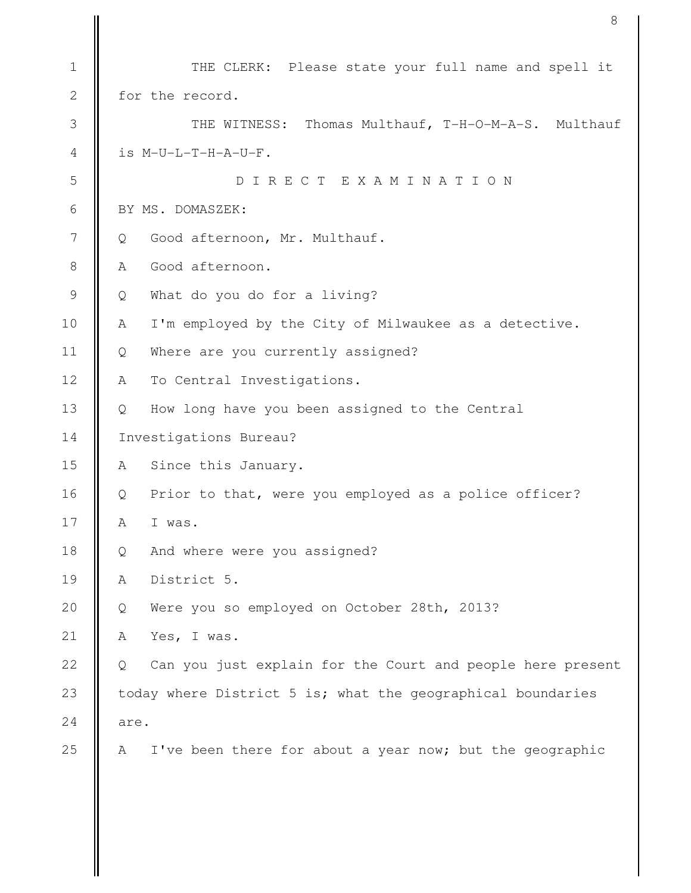THE CLERK: Please state your full name and spell it for the record.

THE WITNESS: Thomas Multhauf, T-H-O-M-A-S. Multhauf is M-U-L-T-H-A-U-F.

D I R E C T E X A M I N A T I O N

BY MS. DOMASZEK:

Q Good afternoon, Mr. Multhauf.

A Good afternoon.

Q What do you do for a living?

A I'm employed by the City of Milwaukee as a detective.

Q Where are you currently assigned?

A To Central Investigations.

Q How long have you been assigned to the Central Investigations Bureau?

A Since this January.

Q Prior to that, were you employed as a police officer?

A I was.

Q And where were you assigned?

A District 5.

Q Were you so employed on October 28th, 2013?

A Yes, I was.

Q Can you just explain for the Court and people here present today where District 5 is; what the geographical boundaries are.

A I've been there for about a year now; but the geographic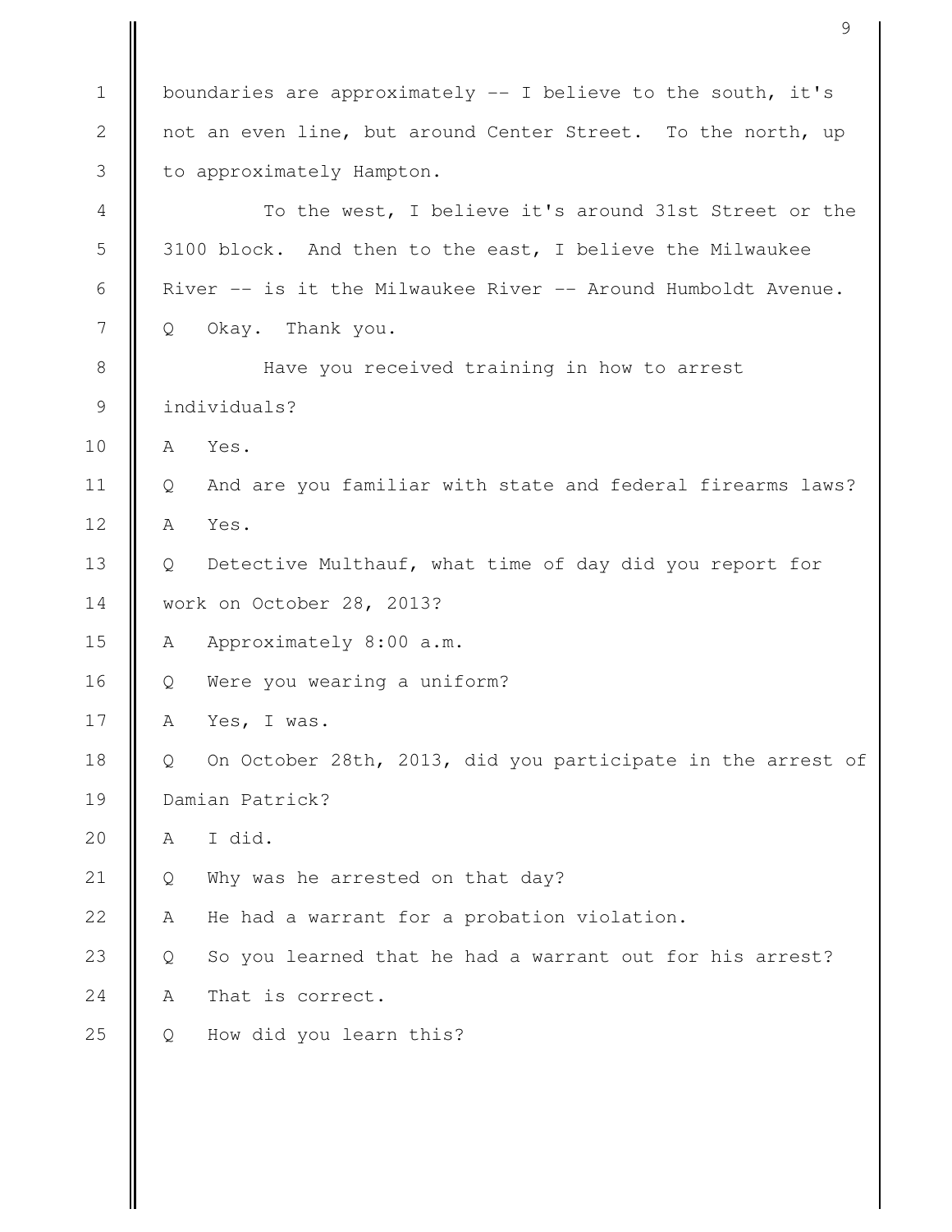boundaries are approximately -- I believe to the south, it's not an even line, but around Center Street. To the north, up to approximately Hampton.

To the west, I believe it's around 31st Street or the 3100 block. And then to the east, I believe the Milwaukee River -- is it the Milwaukee River -- Around Humboldt Avenue.

Q Okay. Thank you.

Have you received training in how to arrest individuals?

A Yes.

Q And are you familiar with state and federal firearms laws?

A Yes.

Q Detective Multhauf, what time of day did you report for work on October 28, 2013?

A Approximately 8:00 a.m.

Q Were you wearing a uniform?

A Yes, I was.

Q On October 28th, 2013, did you participate in the arrest of Damian Patrick?

A I did.

Q Why was he arrested on that day?

A He had a warrant for a probation violation.

Q So you learned that he had a warrant out for his arrest?

A That is correct.

Q How did you learn this?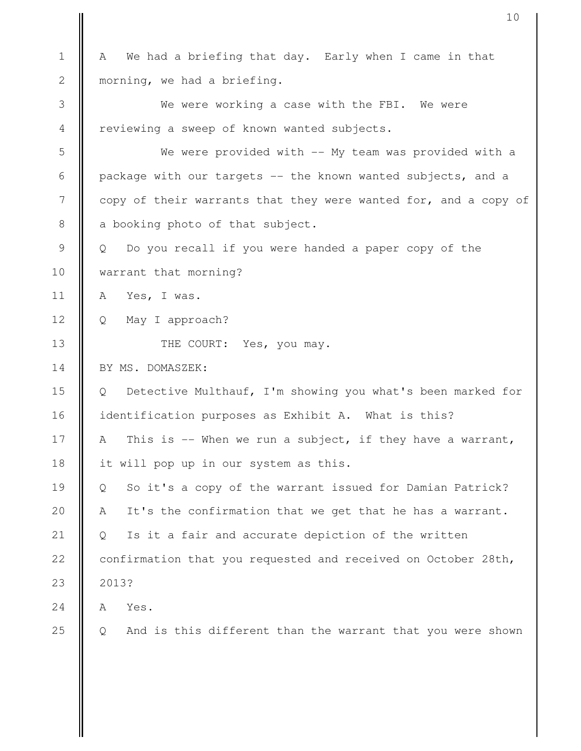A We had a briefing that day. Early when I came in that morning, we had a briefing.

We were working a case with the FBI. We were reviewing a sweep of known wanted subjects.

We were provided with -- My team was provided with a package with our targets -- the known wanted subjects, and a copy of their warrants that they were wanted for, and a copy of a booking photo of that subject.

Q Do you recall if you were handed a paper copy of the warrant that morning?

A Yes, I was.

Q May I approach?

THE COURT: Yes, you may.

BY MS. DOMASZEK:

Q Detective Multhauf, I'm showing you what's been marked for identification purposes as Exhibit A. What is this?

A This is -- When we run a subject, if they have a warrant, it will pop up in our system as this.

Q So it's a copy of the warrant issued for Damian Patrick?

A It's the confirmation that we get that he has a warrant.

Q Is it a fair and accurate depiction of the written confirmation that you requested and received on October 28th, 2013?

A Yes.

Q And is this different than the warrant that you were shown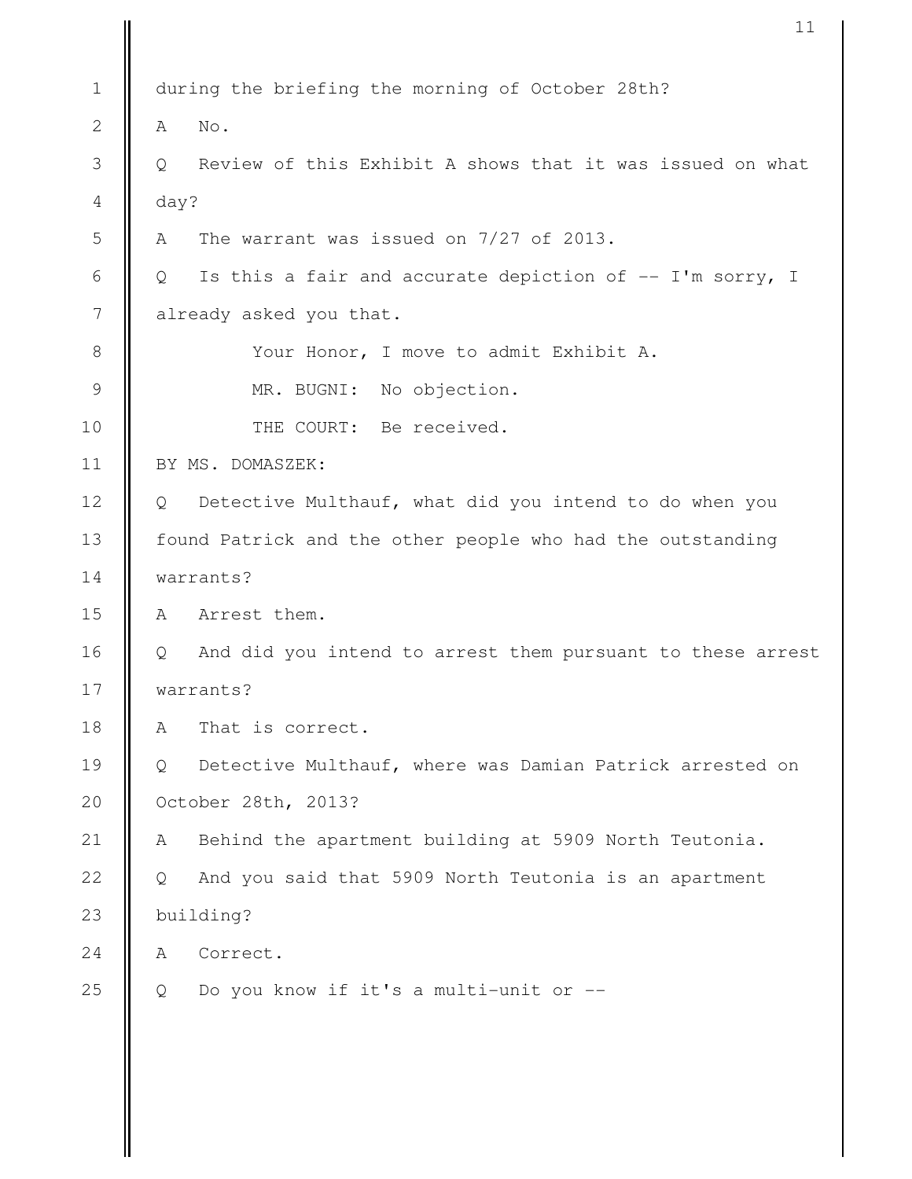during the briefing the morning of October 28th?

A No.

Q Review of this Exhibit A shows that it was issued on what day?

A The warrant was issued on 7/27 of 2013.

Q Is this a fair and accurate depiction of -- I'm sorry, I already asked you that.

Your Honor, I move to admit Exhibit A.

MR. BUGNI: No objection.

THE COURT: Be received.

BY MS. DOMASZEK:

Q Detective Multhauf, what did you intend to do when you found Patrick and the other people who had the outstanding warrants?

A Arrest them.

Q And did you intend to arrest them pursuant to these arrest warrants?

A That is correct.

Q Detective Multhauf, where was Damian Patrick arrested on October 28th, 2013?

A Behind the apartment building at 5909 North Teutonia.

Q And you said that 5909 North Teutonia is an apartment building?

A Correct.

Q Do you know if it's a multi-unit or --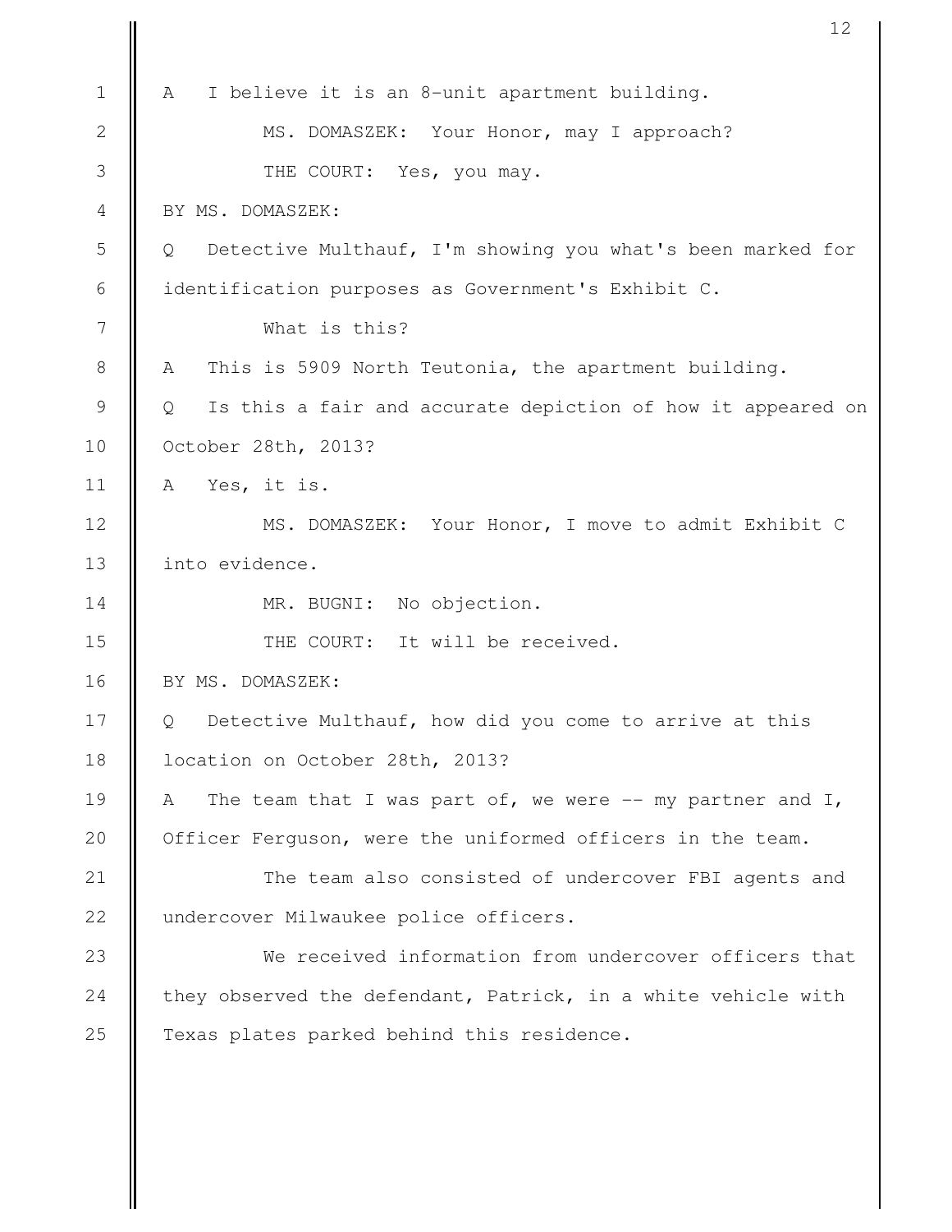A I believe it is an 8-unit apartment building.

MS. DOMASZEK: Your Honor, may I approach?

THE COURT: Yes, you may.

BY MS. DOMASZEK:

Q Detective Multhauf, I'm showing you what's been marked for identification purposes as Government's Exhibit C.

What is this?

A This is 5909 North Teutonia, the apartment building.

Q Is this a fair and accurate depiction of how it appeared on October 28th, 2013?

A Yes, it is.

MS. DOMASZEK: Your Honor, I move to admit Exhibit C into evidence.

MR. BUGNI: No objection.

THE COURT: It will be received.

BY MS. DOMASZEK:

Q Detective Multhauf, how did you come to arrive at this location on October 28th, 2013?

A The team that I was part of, we were -- my partner and I, Officer Ferguson, were the uniformed officers in the team.

The team also consisted of undercover FBI agents and undercover Milwaukee police officers.

We received information from undercover officers that they observed the defendant, Patrick, in a white vehicle with Texas plates parked behind this residence.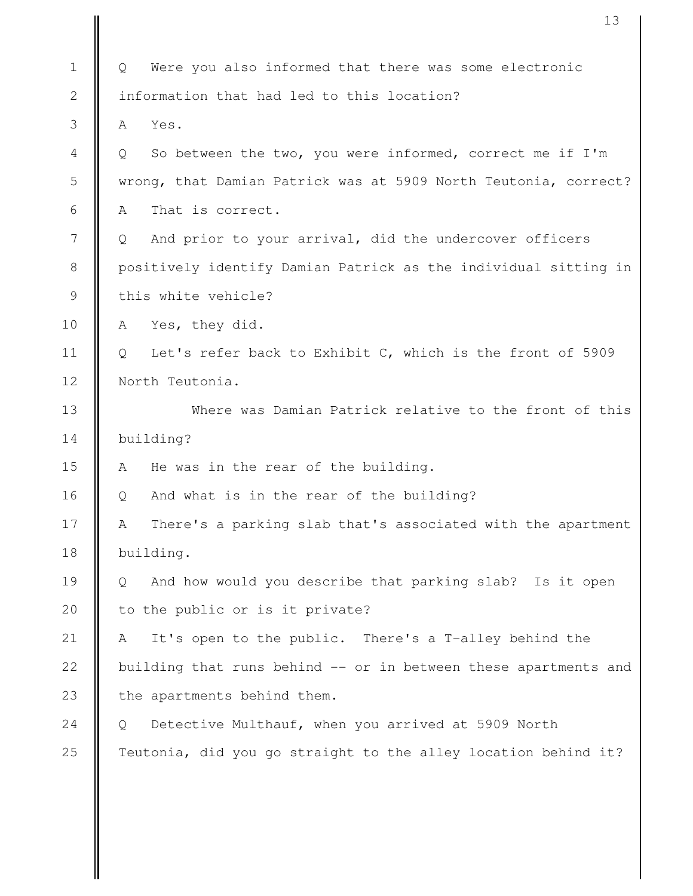Q Were you also informed that there was some electronic information that had led to this location?

A Yes.

Q So between the two, you were informed, correct me if I'm wrong, that Damian Patrick was at 5909 North Teutonia, correct?

A That is correct.

Q And prior to your arrival, did the undercover officers positively identify Damian Patrick as the individual sitting in this white vehicle?

A Yes, they did.

Q Let's refer back to Exhibit C, which is the front of 5909 North Teutonia.

Where was Damian Patrick relative to the front of this building?

A He was in the rear of the building.

Q And what is in the rear of the building?

A There's a parking slab that's associated with the apartment building.

Q And how would you describe that parking slab? Is it open to the public or is it private?

A It's open to the public. There's a T-alley behind the building that runs behind -- or in between these apartments and the apartments behind them.

Q Detective Multhauf, when you arrived at 5909 North Teutonia, did you go straight to the alley location behind it?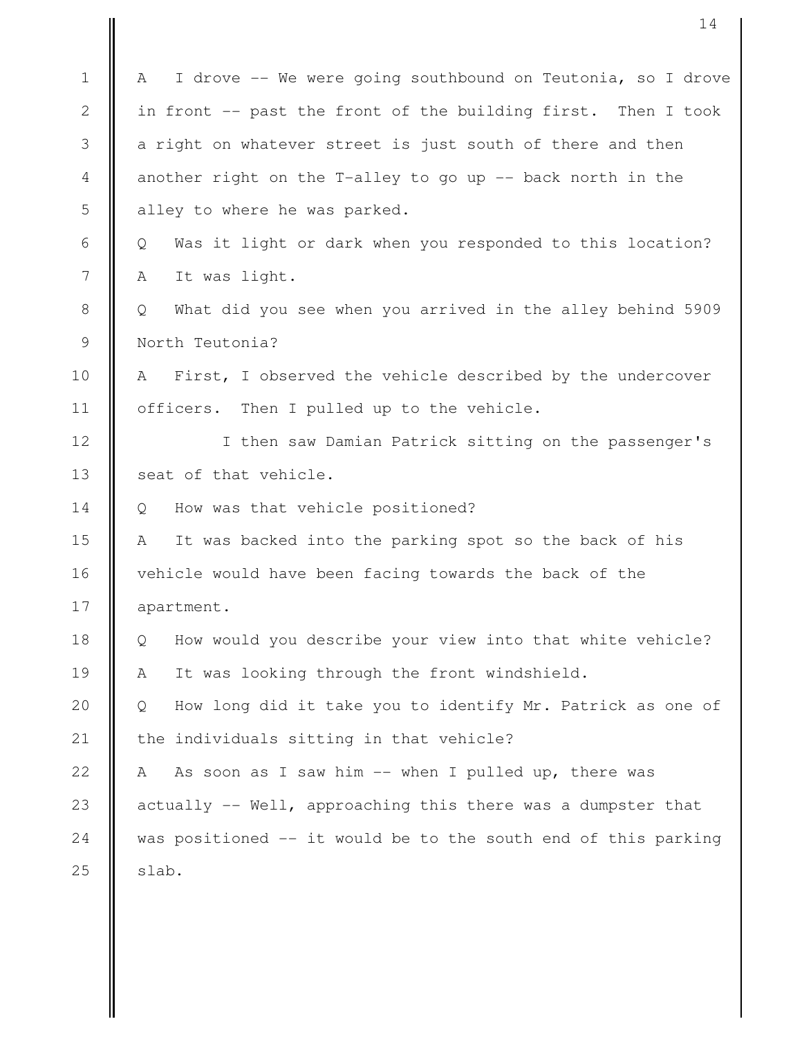A I drove -- We were going southbound on Teutonia, so I drove in front -- past the front of the building first. Then I took a right on whatever street is just south of there and then another right on the T-alley to go up -- back north in the alley to where he was parked.

Q Was it light or dark when you responded to this location?

A It was light.

Q What did you see when you arrived in the alley behind 5909 North Teutonia?

A First, I observed the vehicle described by the undercover officers. Then I pulled up to the vehicle.

I then saw Damian Patrick sitting on the passenger's seat of that vehicle.

Q How was that vehicle positioned?

A It was backed into the parking spot so the back of his vehicle would have been facing towards the back of the apartment.

Q How would you describe your view into that white vehicle?

A It was looking through the front windshield.

Q How long did it take you to identify Mr. Patrick as one of the individuals sitting in that vehicle?

A As soon as I saw him -- when I pulled up, there was actually -- Well, approaching this there was a dumpster that was positioned -- it would be to the south end of this parking slab.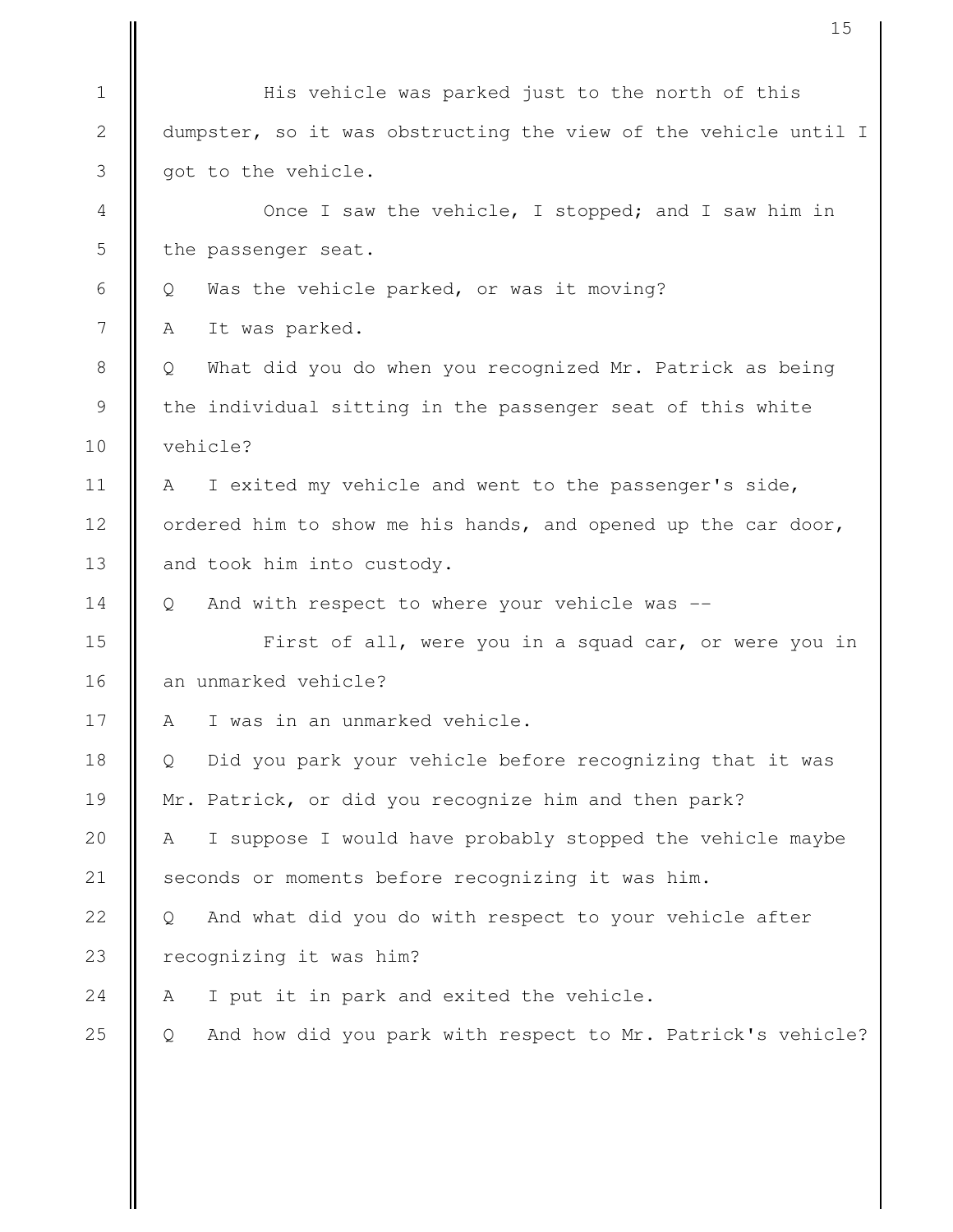His vehicle was parked just to the north of this dumpster, so it was obstructing the view of the vehicle until I got to the vehicle.

Once I saw the vehicle, I stopped; and I saw him in the passenger seat.

Q Was the vehicle parked, or was it moving?

A It was parked.

Q What did you do when you recognized Mr. Patrick as being the individual sitting in the passenger seat of this white vehicle?

A I exited my vehicle and went to the passenger's side, ordered him to show me his hands, and opened up the car door, and took him into custody.

Q And with respect to where your vehicle was --

First of all, were you in a squad car, or were you in an unmarked vehicle?

A I was in an unmarked vehicle.

Q Did you park your vehicle before recognizing that it was Mr. Patrick, or did you recognize him and then park?

A I suppose I would have probably stopped the vehicle maybe seconds or moments before recognizing it was him.

Q And what did you do with respect to your vehicle after recognizing it was him?

A I put it in park and exited the vehicle.

Q And how did you park with respect to Mr. Patrick's vehicle?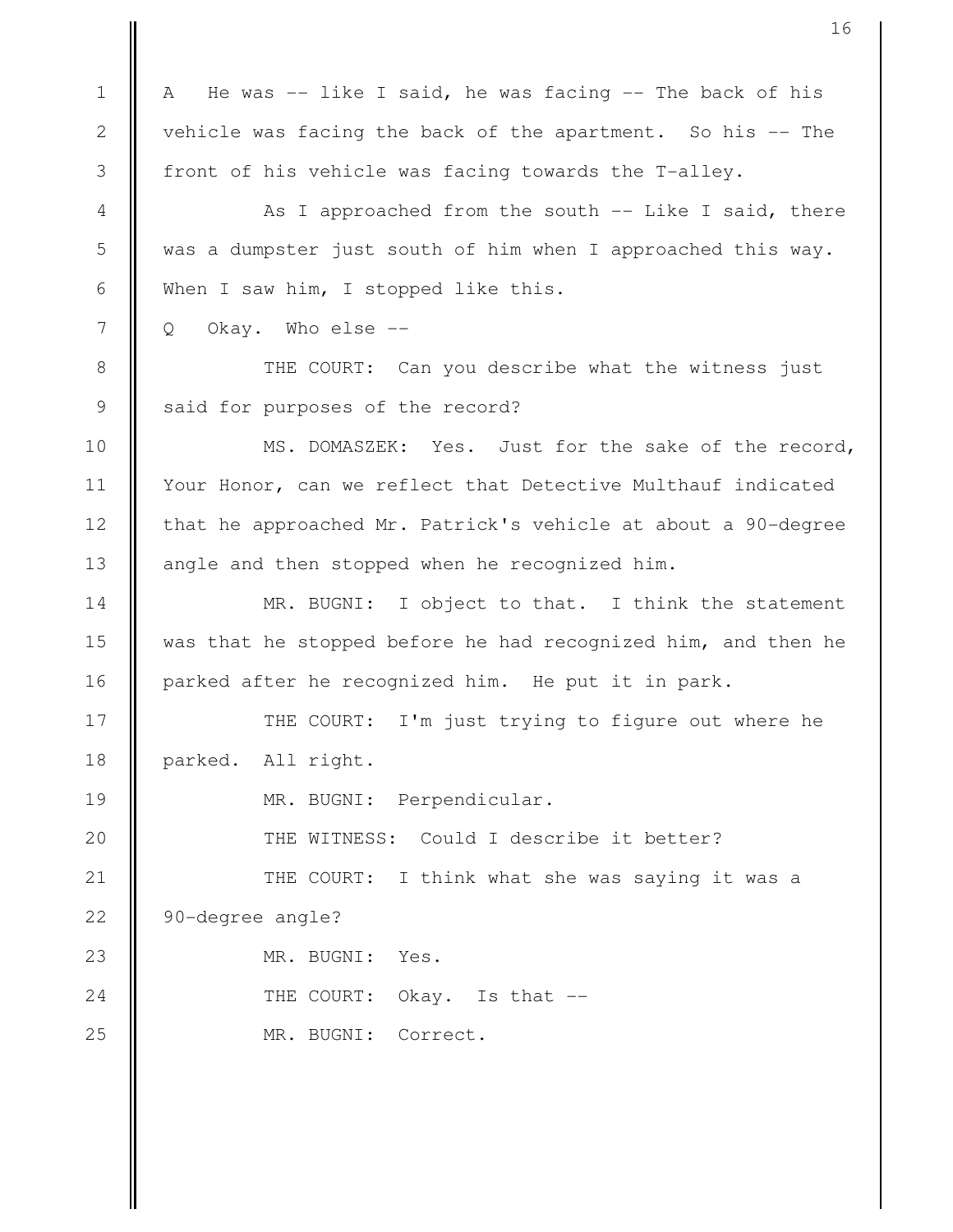A He was -- like I said, he was facing -- The back of his vehicle was facing the back of the apartment. So his -- The front of his vehicle was facing towards the T-alley.

As I approached from the south -- Like I said, there was a dumpster just south of him when I approached this way. When I saw him, I stopped like this.

Q Okay. Who else --

THE COURT: Can you describe what the witness just said for purposes of the record?

MS. DOMASZEK: Yes. Just for the sake of the record, Your Honor, can we reflect that Detective Multhauf indicated that he approached Mr. Patrick's vehicle at about a 90-degree angle and then stopped when he recognized him.

MR. BUGNI: I object to that. I think the statement was that he stopped before he had recognized him, and then he parked after he recognized him. He put it in park.

THE COURT: I'm just trying to figure out where he parked. All right.

MR. BUGNI: Perpendicular.

THE WITNESS: Could I describe it better?

THE COURT: I think what she was saying it was a 90-degree angle?

MR. BUGNI: Yes.

THE COURT: Okay. Is that --

MR. BUGNI: Correct.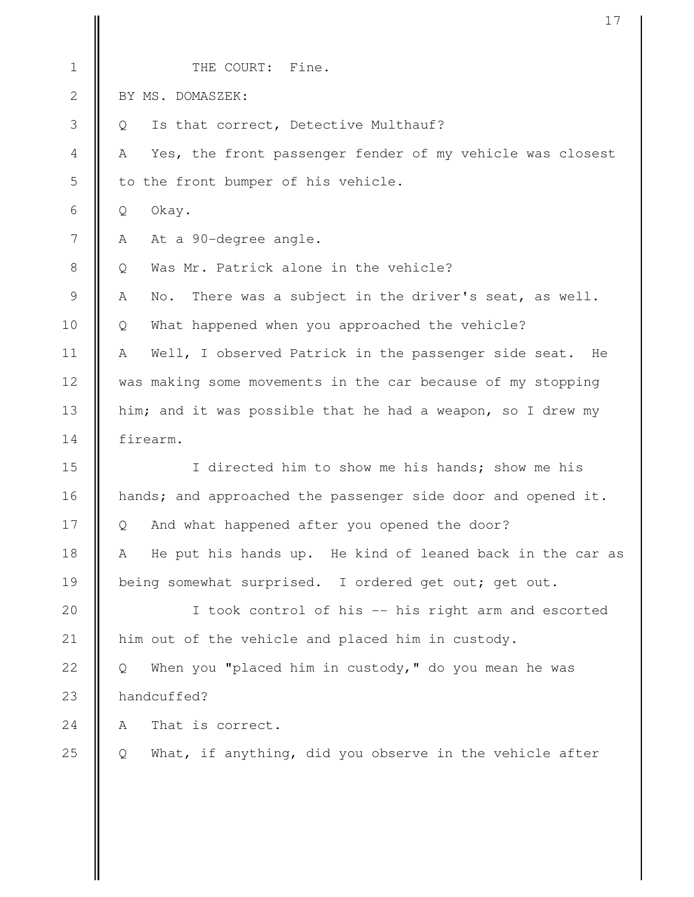THE COURT: Fine.

BY MS. DOMASZEK:

Q Is that correct, Detective Multhauf?

A Yes, the front passenger fender of my vehicle was closest to the front bumper of his vehicle.

Q Okay.

A At a 90-degree angle.

Q Was Mr. Patrick alone in the vehicle?

A No. There was a subject in the driver's seat, as well.

Q What happened when you approached the vehicle?

A Well, I observed Patrick in the passenger side seat. He was making some movements in the car because of my stopping him; and it was possible that he had a weapon, so I drew my firearm.

I directed him to show me his hands; show me his hands; and approached the passenger side door and opened it.

Q And what happened after you opened the door?

A He put his hands up. He kind of leaned back in the car as being somewhat surprised. I ordered get out; get out.

I took control of his -- his right arm and escorted him out of the vehicle and placed him in custody.

Q When you "placed him in custody," do you mean he was handcuffed?

A That is correct.

Q What, if anything, did you observe in the vehicle after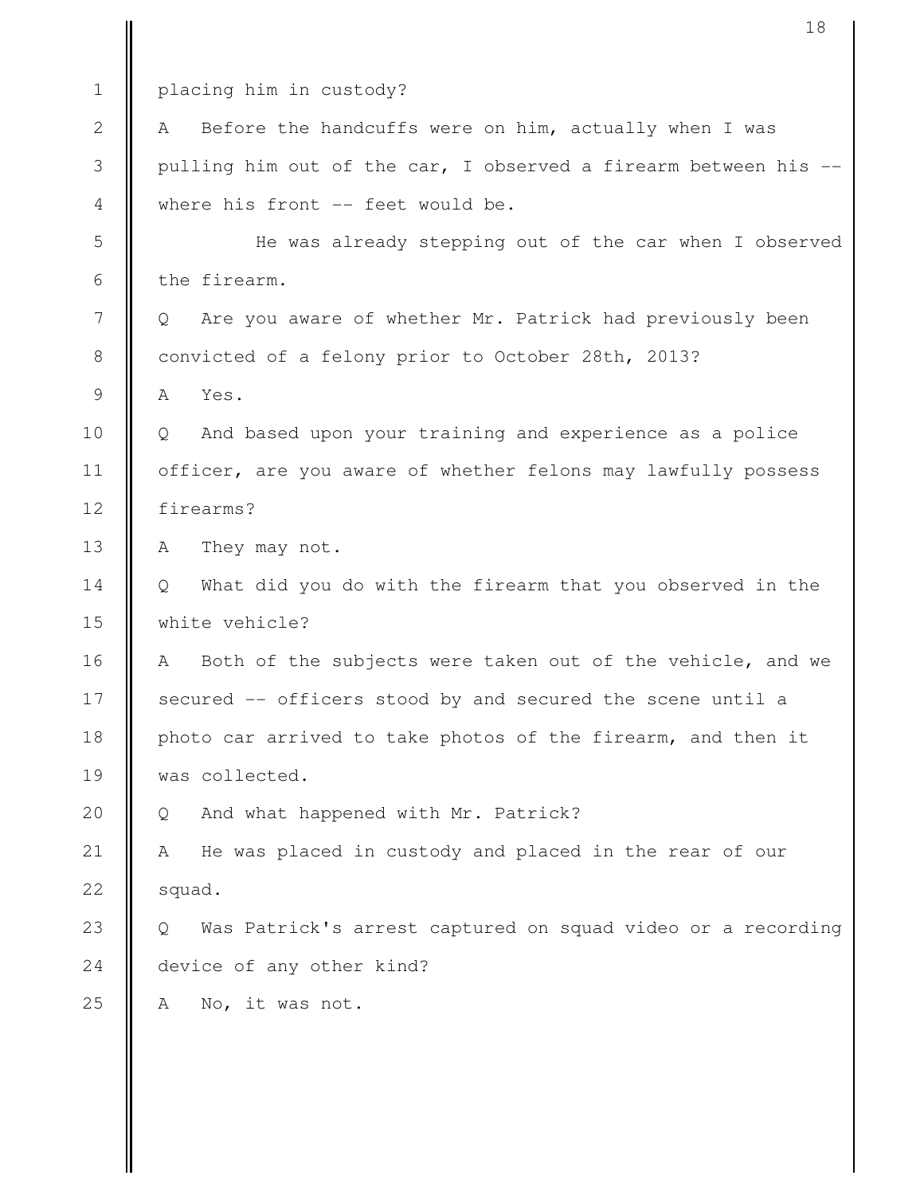placing him in custody?

A Before the handcuffs were on him, actually when I was pulling him out of the car, I observed a firearm between his -- where his front -- feet would be.

He was already stepping out of the car when I observed the firearm.

Q Are you aware of whether Mr. Patrick had previously been convicted of a felony prior to October 28th, 2013?

A Yes.

Q And based upon your training and experience as a police officer, are you aware of whether felons may lawfully possess firearms?

A They may not.

Q What did you do with the firearm that you observed in the white vehicle?

A Both of the subjects were taken out of the vehicle, and we secured -- officers stood by and secured the scene until a photo car arrived to take photos of the firearm, and then it was collected.

Q And what happened with Mr. Patrick?

A He was placed in custody and placed in the rear of our squad.

Q Was Patrick's arrest captured on squad video or a recording device of any other kind?

A No, it was not.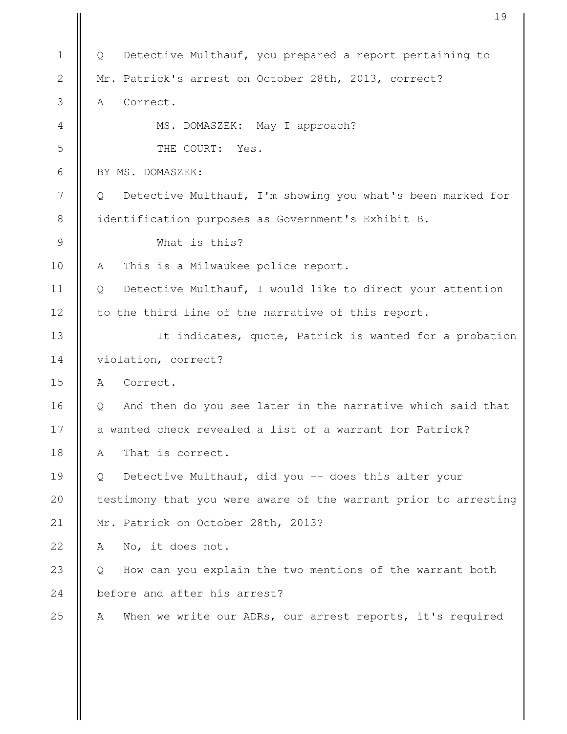Q Detective Multhauf, you prepared a report pertaining to Mr. Patrick's arrest on October 28th, 2013, correct?

A Correct.

MS. DOMASZEK: May I approach?

THE COURT: Yes.

BY MS. DOMASZEK:

Q Detective Multhauf, I'm showing you what's been marked for identification purposes as Government's Exhibit B.

What is this?

A This is a Milwaukee police report.

Q Detective Multhauf, I would like to direct your attention to the third line of the narrative of this report.

It indicates, quote, Patrick is wanted for a probation violation, correct?

A Correct.

Q And then do you see later in the narrative which said that a wanted check revealed a list of a warrant for Patrick?

A That is correct.

Q Detective Multhauf, did you -- does this alter your testimony that you were aware of the warrant prior to arresting Mr. Patrick on October 28th, 2013?

A No, it does not.

Q How can you explain the two mentions of the warrant both before and after his arrest?

A When we write our ADRs, our arrest reports, it's required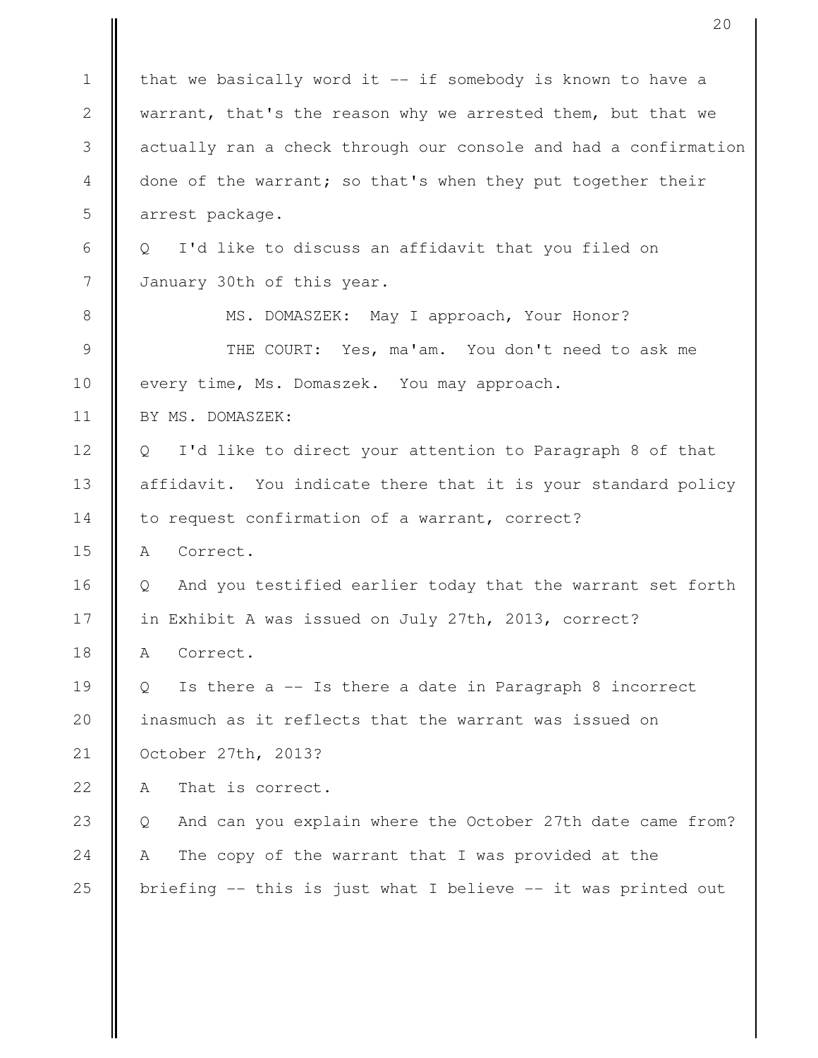that we basically word it -- if somebody is known to have a warrant, that's the reason why we arrested them, but that we actually ran a check through our console and had a confirmation done of the warrant; so that's when they put together their arrest package.

Q I'd like to discuss an affidavit that you filed on January 30th of this year.

MS. DOMASZEK: May I approach, Your Honor?

THE COURT: Yes, ma'am. You don't need to ask me every time, Ms. Domaszek. You may approach.

BY MS. DOMASZEK:

Q I'd like to direct your attention to Paragraph 8 of that affidavit. You indicate there that it is your standard policy to request confirmation of a warrant, correct?

A Correct.

Q And you testified earlier today that the warrant set forth in Exhibit A was issued on July 27th, 2013, correct?

A Correct.

Q Is there a -- Is there a date in Paragraph 8 incorrect inasmuch as it reflects that the warrant was issued on October 27th, 2013?

A That is correct.

Q And can you explain where the October 27th date came from?

A The copy of the warrant that I was provided at the briefing -- this is just what I believe -- it was printed out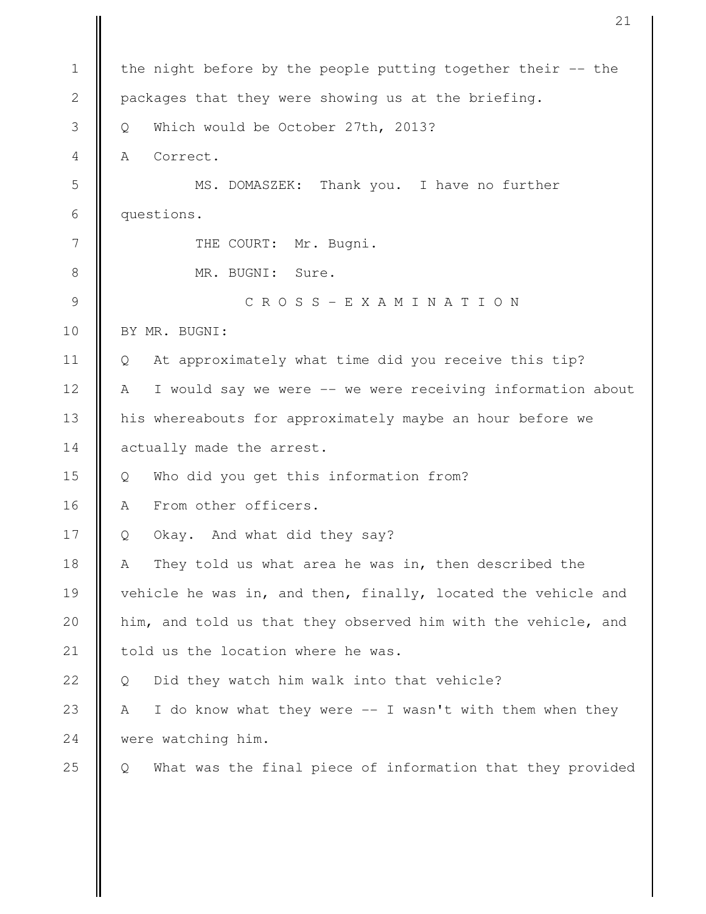the night before by the people putting together their -- the packages that they were showing us at the briefing.

Q Which would be October 27th, 2013?

A Correct.

MS. DOMASZEK: Thank you. I have no further questions.

THE COURT: Mr. Bugni.

MR. BUGNI: Sure.

C R O S S - E X A M I N A T I O N

BY MR. BUGNI:

Q At approximately what time did you receive this tip?

A I would say we were -- we were receiving information about his whereabouts for approximately maybe an hour before we actually made the arrest.

Q Who did you get this information from?

A From other officers.

Q Okay. And what did they say?

A They told us what area he was in, then described the vehicle he was in, and then, finally, located the vehicle and him, and told us that they observed him with the vehicle, and told us the location where he was.

Q Did they watch him walk into that vehicle?

A I do know what they were -- I wasn't with them when they were watching him.

Q What was the final piece of information that they provided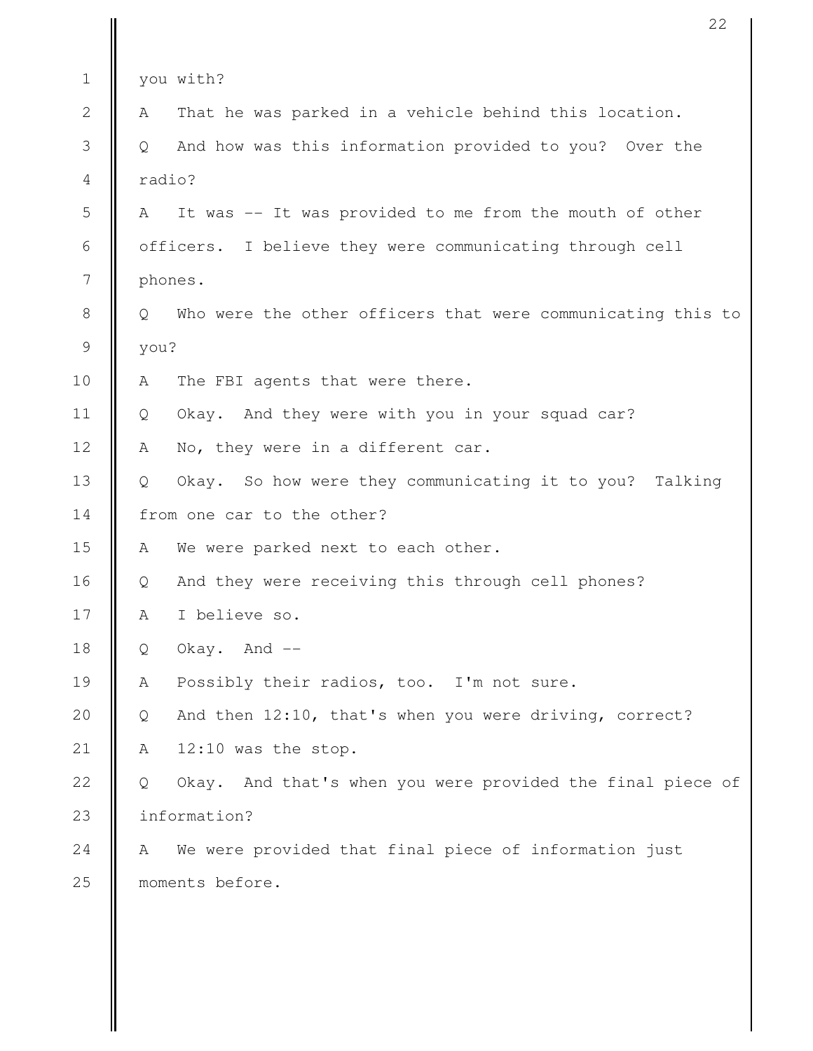you with?

A That he was parked in a vehicle behind this location.

Q And how was this information provided to you? Over the radio?

A It was -- It was provided to me from the mouth of other officers. I believe they were communicating through cell phones.

Q Who were the other officers that were communicating this to you?

A The FBI agents that were there.

Q Okay. And they were with you in your squad car?

A No, they were in a different car.

Q Okay. So how were they communicating it to you? Talking from one car to the other?

A We were parked next to each other.

Q And they were receiving this through cell phones?

A I believe so.

Q Okay. And --

A Possibly their radios, too. I'm not sure.

Q And then 12:10, that's when you were driving, correct?

A 12:10 was the stop.

Q Okay. And that's when you were provided the final piece of information?

A We were provided that final piece of information just moments before.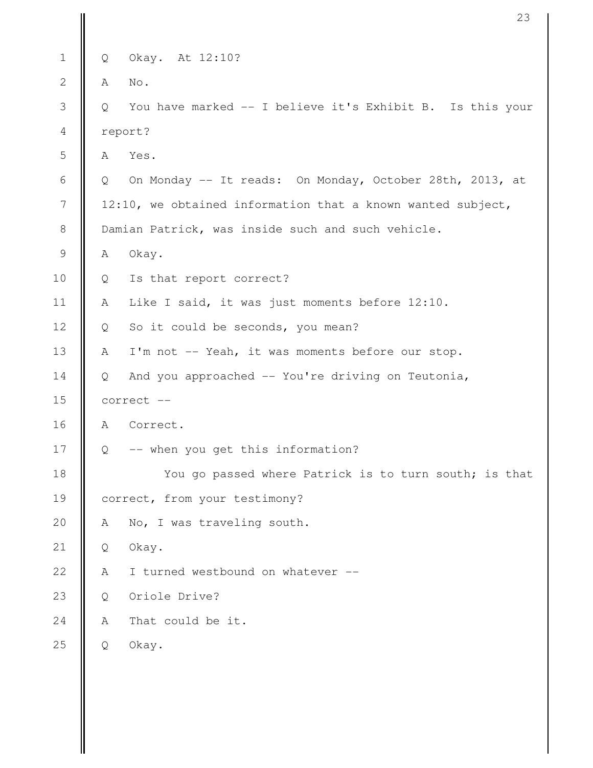Q Okay. At 12:10?

A No.

Q You have marked -- I believe it's Exhibit B. Is this your report?

A Yes.

Q On Monday -- It reads: On Monday, October 28th, 2013, at 12:10, we obtained information that a known wanted subject, Damian Patrick, was inside such and such vehicle.

A Okay.

Q Is that report correct?

A Like I said, it was just moments before 12:10.

Q So it could be seconds, you mean?

A I'm not -- Yeah, it was moments before our stop.

Q And you approached -- You're driving on Teutonia, correct --

A Correct.

Q -- when you get this information?

You go passed where Patrick is to turn south; is that correct, from your testimony?

A No, I was traveling south.

Q Okay.

A I turned westbound on whatever --

Q Oriole Drive?

A That could be it.

Q Okay.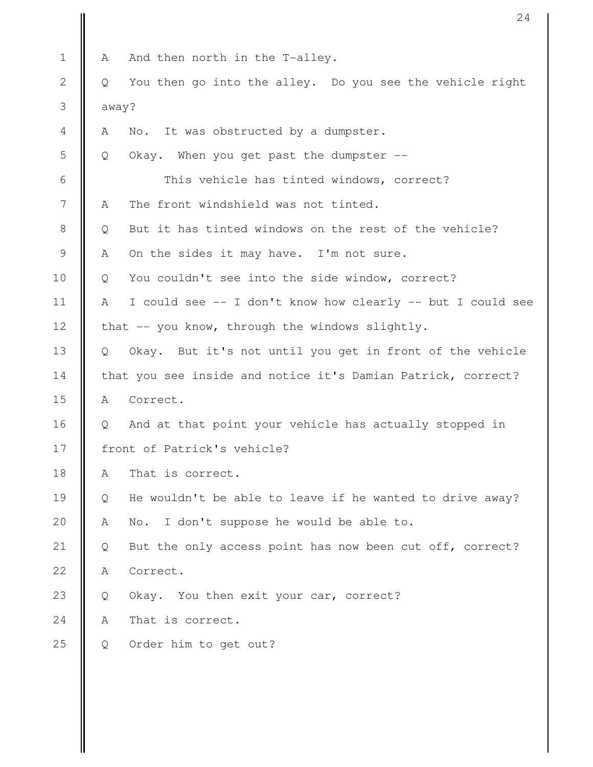1 A And then north in the T-alley.

2 Q You then go into the alley. Do you see the vehicle right

3 away?

4 A No. It was obstructed by a dumpster.

5 Q Okay. When you get past the dumpster --

6 This vehicle has tinted windows, correct?

7 A The front windshield was not tinted.

8 Q But it has tinted windows on the rest of the vehicle?

9 A On the sides it may have. I'm not sure.

10 Q You couldn't see into the side window, correct?

11 A I could see -- I don't know how clearly -- but I could see

12 that -- you know, through the windows slightly.

13 Q Okay. But it's not until you get in front of the vehicle

14 that you see inside and notice it's Damian Patrick, correct?

15 A Correct.

16 Q And at that point your vehicle has actually stopped in

17 front of Patrick's vehicle?

18 A That is correct.

19 Q He wouldn't be able to leave if he wanted to drive away?

20 A No. I don't suppose he would be able to.

21 Q But the only access point has now been cut off, correct?

22 A Correct.

23 Q Okay. You then exit your car, correct?

24 A That is correct.

25 Q Order him to get out?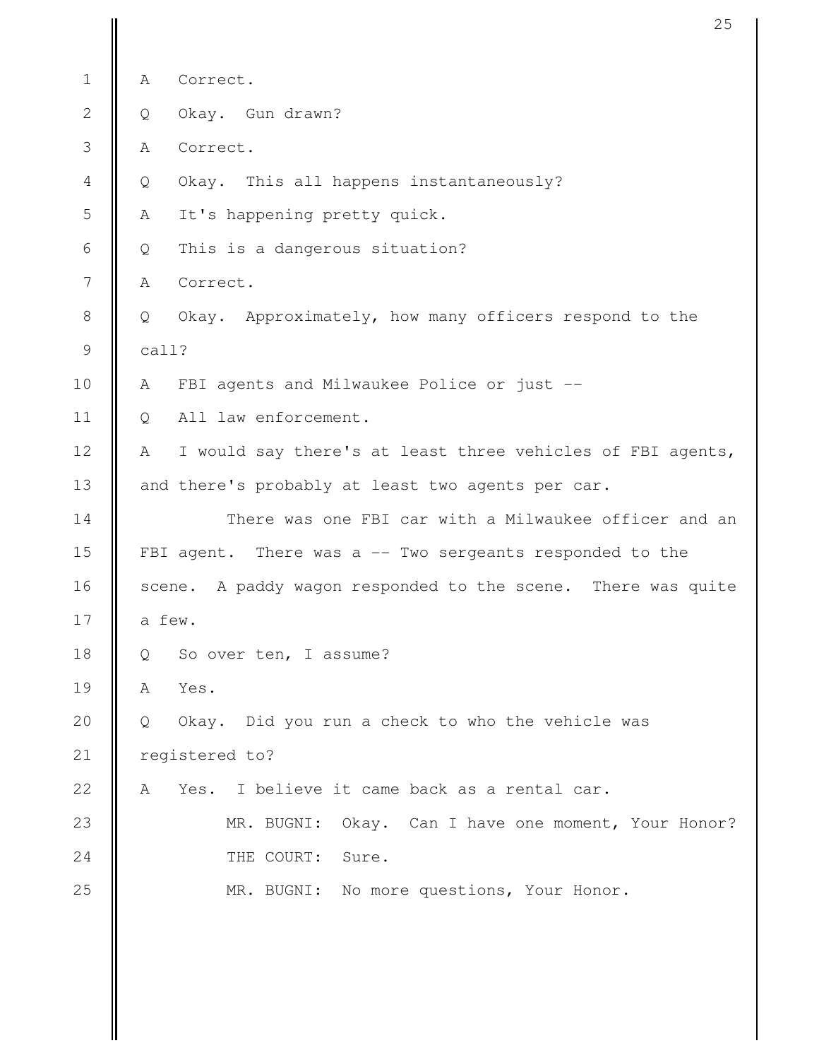A Correct.

Q Okay. Gun drawn?

A Correct.

Q Okay. This all happens instantaneously?

A It's happening pretty quick.

Q This is a dangerous situation?

A Correct.

Q Okay. Approximately, how many officers respond to the call?

A FBI agents and Milwaukee Police or just --

Q All law enforcement.

A I would say there's at least three vehicles of FBI agents, and there's probably at least two agents per car.

There was one FBI car with a Milwaukee officer and an FBI agent. There was a -- Two sergeants responded to the scene. A paddy wagon responded to the scene. There was quite a few.

Q So over ten, I assume?

A Yes.

Q Okay. Did you run a check to who the vehicle was registered to?

A Yes. I believe it came back as a rental car.

MR. BUGNI: Okay. Can I have one moment, Your Honor?

THE COURT: Sure.

MR. BUGNI: No more questions, Your Honor.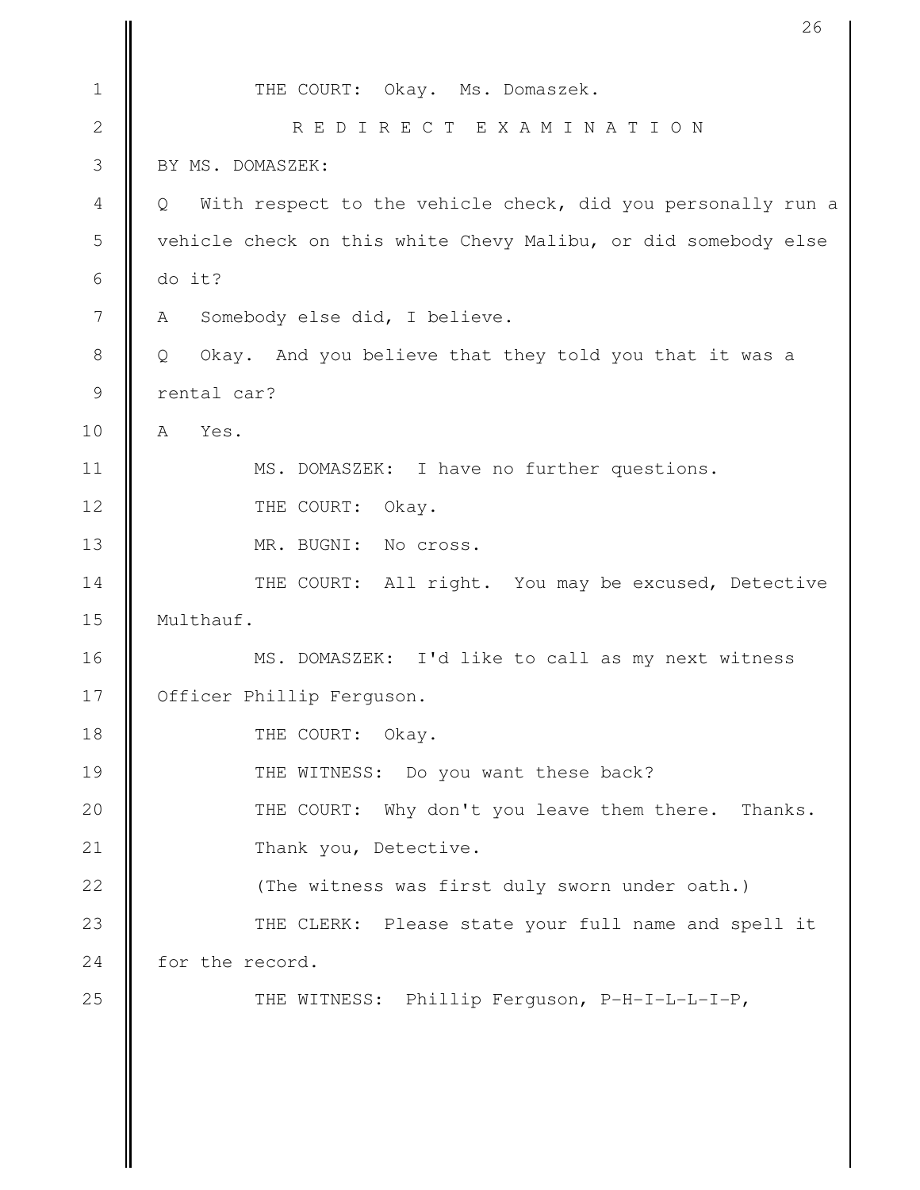THE COURT: Okay. Ms. Domaszek.

R E D I R E C T E X A M I N A T I O N

BY MS. DOMASZEK:

Q With respect to the vehicle check, did you personally run a vehicle check on this white Chevy Malibu, or did somebody else do it?

A Somebody else did, I believe.

Q Okay. And you believe that they told you that it was a rental car?

A Yes.

MS. DOMASZEK: I have no further questions.

THE COURT: Okay.

MR. BUGNI: No cross.

THE COURT: All right. You may be excused, Detective Multhauf.

MS. DOMASZEK: I'd like to call as my next witness Officer Phillip Ferguson.

THE COURT: Okay.

THE WITNESS: Do you want these back?

THE COURT: Why don't you leave them there. Thanks. Thank you, Detective.

(The witness was first duly sworn under oath.)

THE CLERK: Please state your full name and spell it for the record.

THE WITNESS: Phillip Ferguson, P-H-I-L-L-I-P,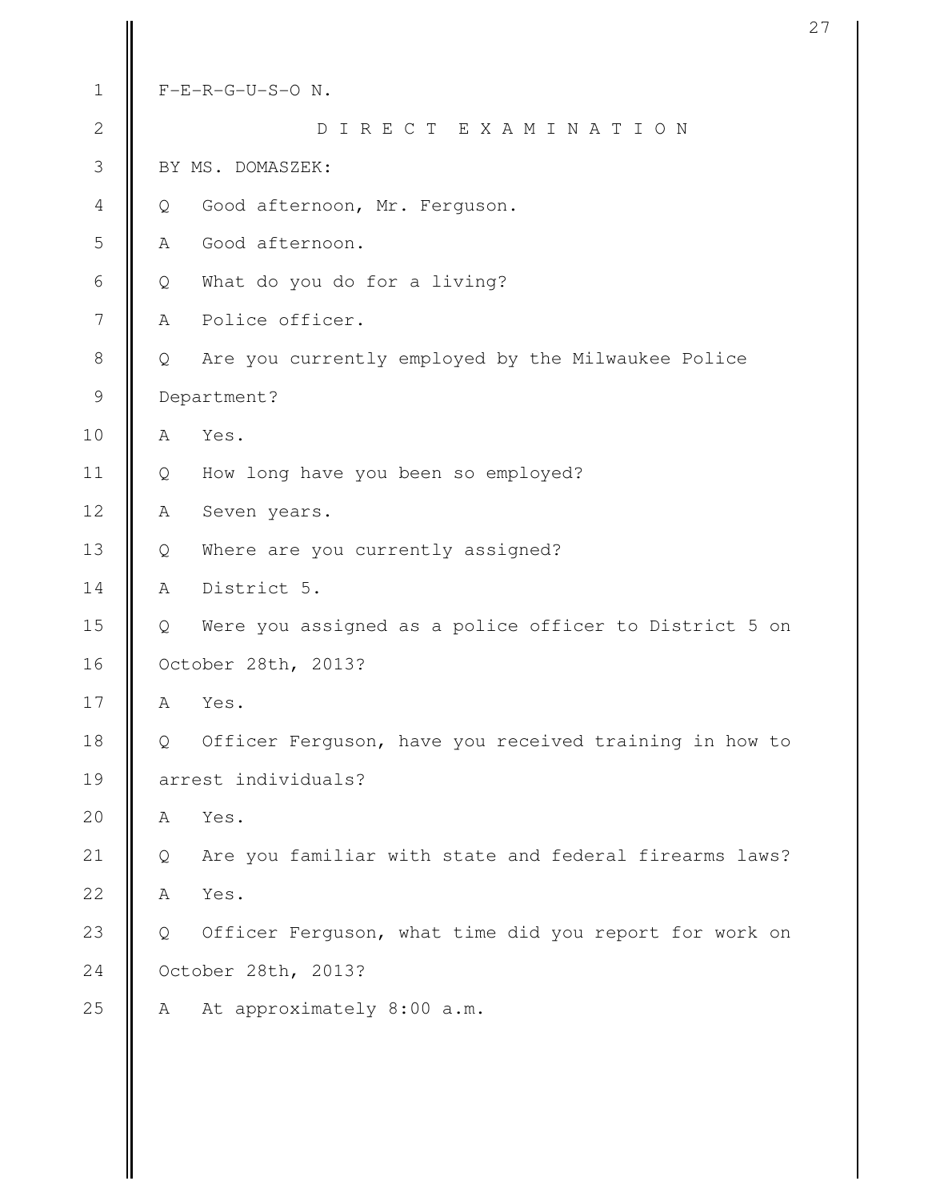F-E-R-G-U-S-O N.

D I R E C T  E X A M I N A T I O N

BY MS. DOMASZEK:

Q Good afternoon, Mr. Ferguson.

A Good afternoon.

Q What do you do for a living?

A Police officer.

Q Are you currently employed by the Milwaukee Police Department?

A Yes.

Q How long have you been so employed?

A Seven years.

Q Where are you currently assigned?

A District 5.

Q Were you assigned as a police officer to District 5 on October 28th, 2013?

A Yes.

Q Officer Ferguson, have you received training in how to arrest individuals?

A Yes.

Q Are you familiar with state and federal firearms laws?

A Yes.

Q Officer Ferguson, what time did you report for work on October 28th, 2013?

A At approximately 8:00 a.m.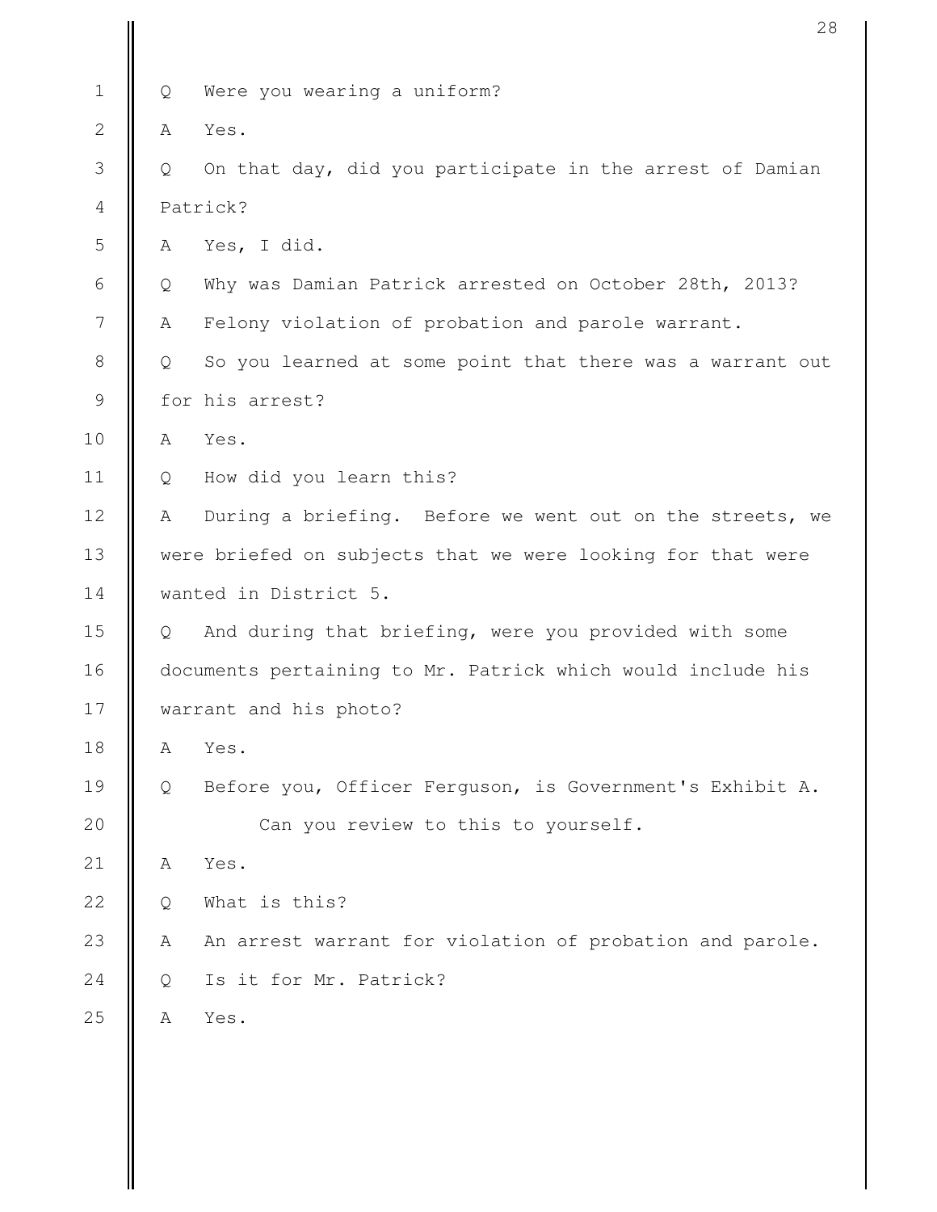Q Were you wearing a uniform?

A Yes.

Q On that day, did you participate in the arrest of Damian Patrick?

A Yes, I did.

Q Why was Damian Patrick arrested on October 28th, 2013?

A Felony violation of probation and parole warrant.

Q So you learned at some point that there was a warrant out for his arrest?

A Yes.

Q How did you learn this?

A During a briefing. Before we went out on the streets, we were briefed on subjects that we were looking for that were wanted in District 5.

Q And during that briefing, were you provided with some documents pertaining to Mr. Patrick which would include his warrant and his photo?

A Yes.

Q Before you, Officer Ferguson, is Government's Exhibit A.

Can you review to this to yourself.

A Yes.

Q What is this?

A An arrest warrant for violation of probation and parole.

Q Is it for Mr. Patrick?

A Yes.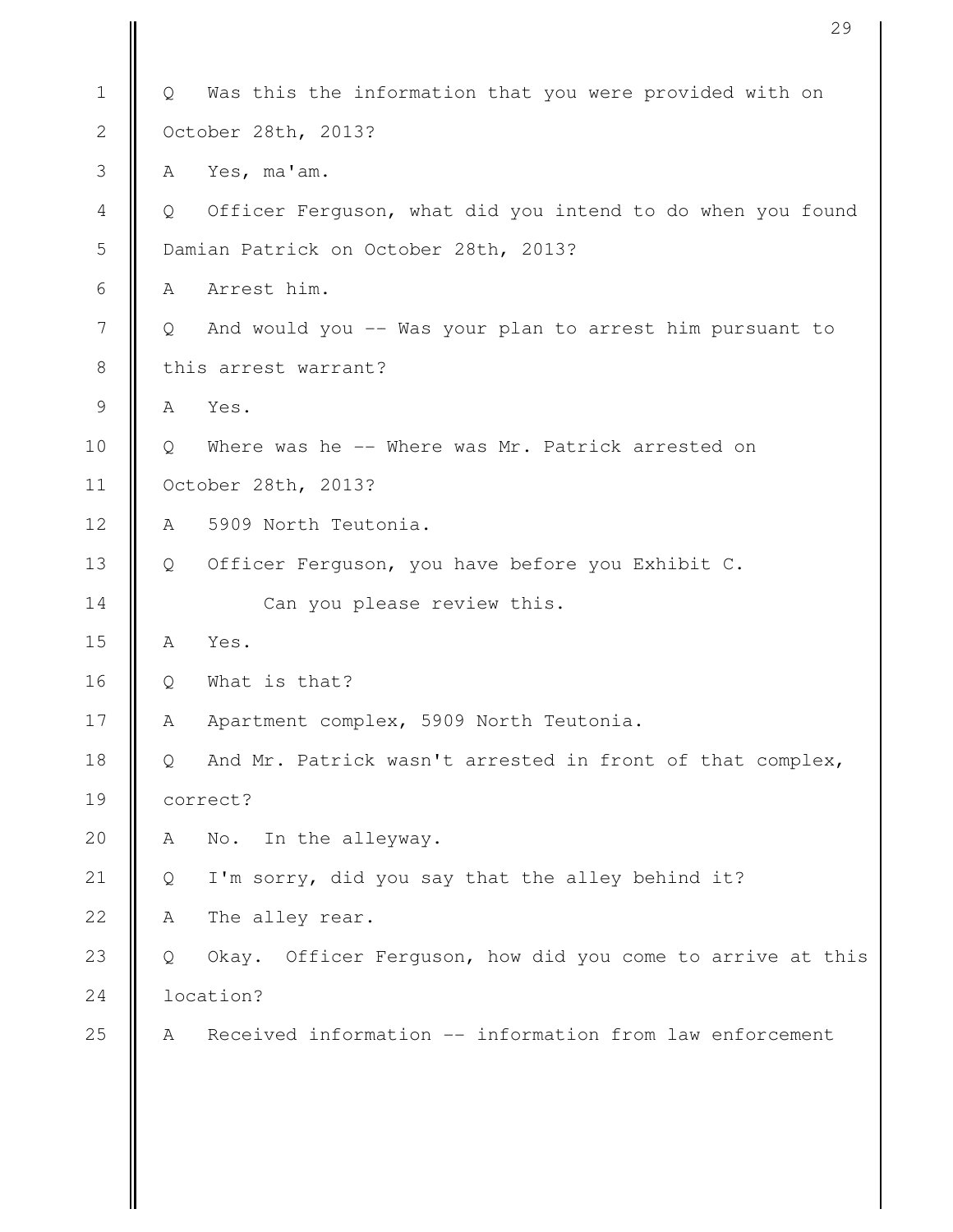Q Was this the information that you were provided with on October 28th, 2013?

A Yes, ma'am.

Q Officer Ferguson, what did you intend to do when you found Damian Patrick on October 28th, 2013?

A Arrest him.

Q And would you -- Was your plan to arrest him pursuant to this arrest warrant?

A Yes.

Q Where was he -- Where was Mr. Patrick arrested on October 28th, 2013?

A 5909 North Teutonia.

Q Officer Ferguson, you have before you Exhibit C.

Can you please review this.

A Yes.

Q What is that?

A Apartment complex, 5909 North Teutonia.

Q And Mr. Patrick wasn't arrested in front of that complex, correct?

A No. In the alleyway.

Q I'm sorry, did you say that the alley behind it?

A The alley rear.

Q Okay. Officer Ferguson, how did you come to arrive at this location?

A Received information -- information from law enforcement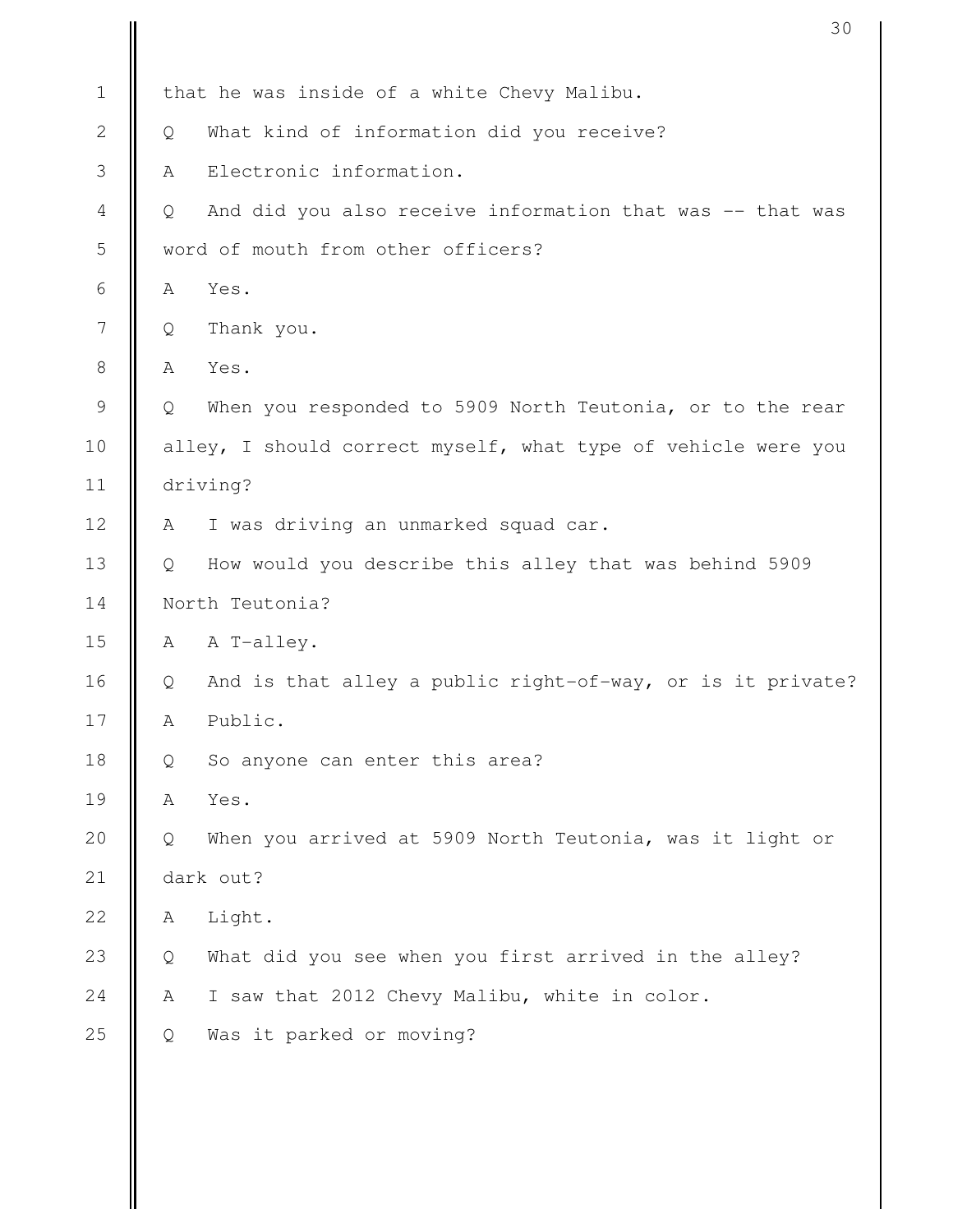1 that he was inside of a white Chevy Malibu.

2 Q What kind of information did you receive?

3 A Electronic information.

4 Q And did you also receive information that was -- that was

5 word of mouth from other officers?

6 A Yes.

7 Q Thank you.

8 A Yes.

9 Q When you responded to 5909 North Teutonia, or to the rear

10 alley, I should correct myself, what type of vehicle were you

11 driving?

12 A I was driving an unmarked squad car.

13 Q How would you describe this alley that was behind 5909

14 North Teutonia?

15 A A T-alley.

16 Q And is that alley a public right-of-way, or is it private?

17 A Public.

18 Q So anyone can enter this area?

19 A Yes.

20 Q When you arrived at 5909 North Teutonia, was it light or

21 dark out?

22 A Light.

23 Q What did you see when you first arrived in the alley?

24 A I saw that 2012 Chevy Malibu, white in color.

25 Q Was it parked or moving?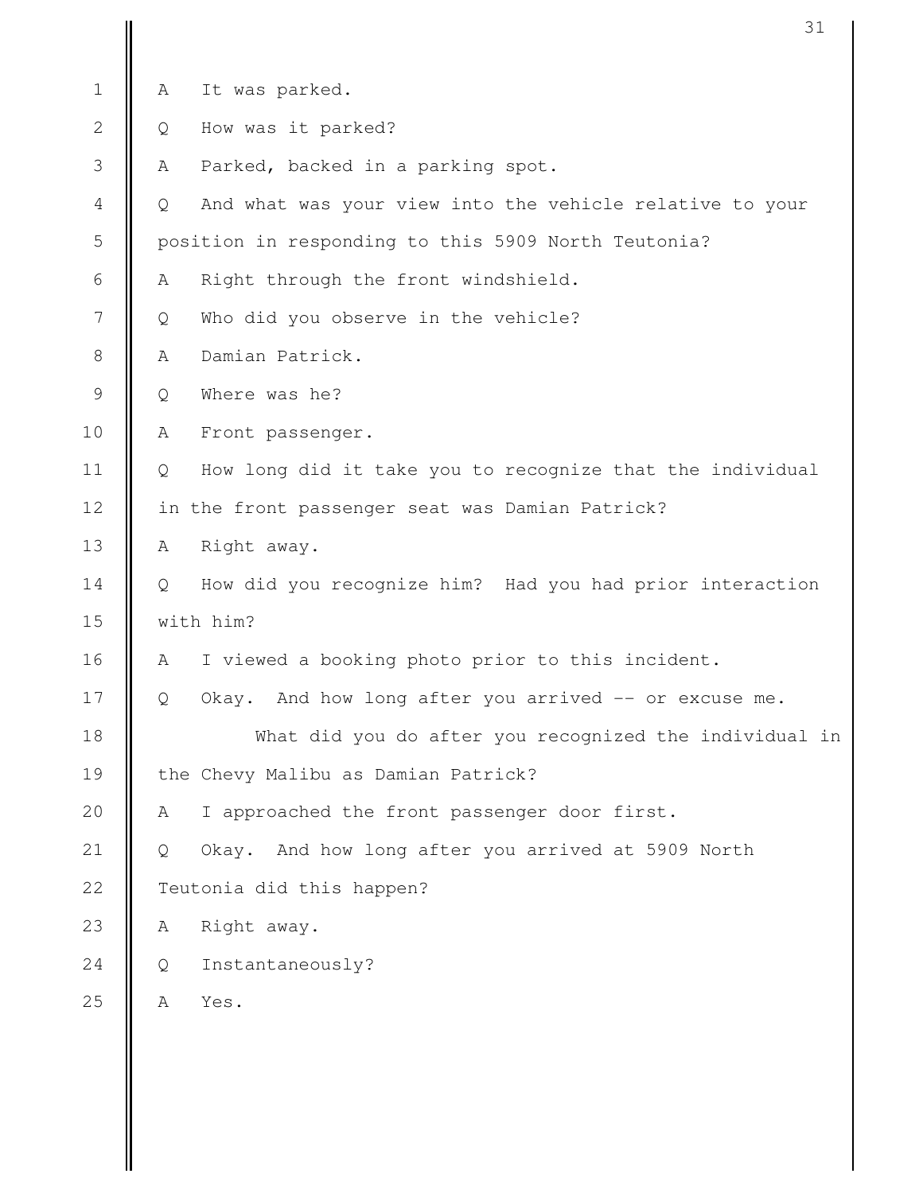A It was parked.

Q How was it parked?

A Parked, backed in a parking spot.

Q And what was your view into the vehicle relative to your position in responding to this 5909 North Teutonia?

A Right through the front windshield.

Q Who did you observe in the vehicle?

A Damian Patrick.

Q Where was he?

A Front passenger.

Q How long did it take you to recognize that the individual in the front passenger seat was Damian Patrick?

A Right away.

Q How did you recognize him? Had you had prior interaction with him?

A I viewed a booking photo prior to this incident.

Q Okay. And how long after you arrived -- or excuse me.

What did you do after you recognized the individual in the Chevy Malibu as Damian Patrick?

A I approached the front passenger door first.

Q Okay. And how long after you arrived at 5909 North Teutonia did this happen?

A Right away.

Q Instantaneously?

A Yes.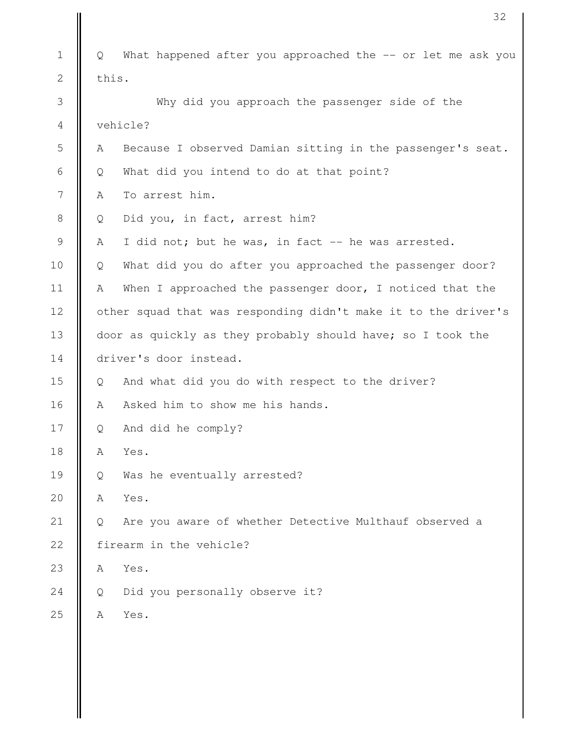Q What happened after you approached the -- or let me ask you this.

Why did you approach the passenger side of the vehicle?

A Because I observed Damian sitting in the passenger's seat.

Q What did you intend to do at that point?

A To arrest him.

Q Did you, in fact, arrest him?

A I did not; but he was, in fact -- he was arrested.

Q What did you do after you approached the passenger door?

A When I approached the passenger door, I noticed that the other squad that was responding didn't make it to the driver's door as quickly as they probably should have; so I took the driver's door instead.

Q And what did you do with respect to the driver?

A Asked him to show me his hands.

Q And did he comply?

A Yes.

Q Was he eventually arrested?

A Yes.

Q Are you aware of whether Detective Multhauf observed a firearm in the vehicle?

A Yes.

Q Did you personally observe it?

A Yes.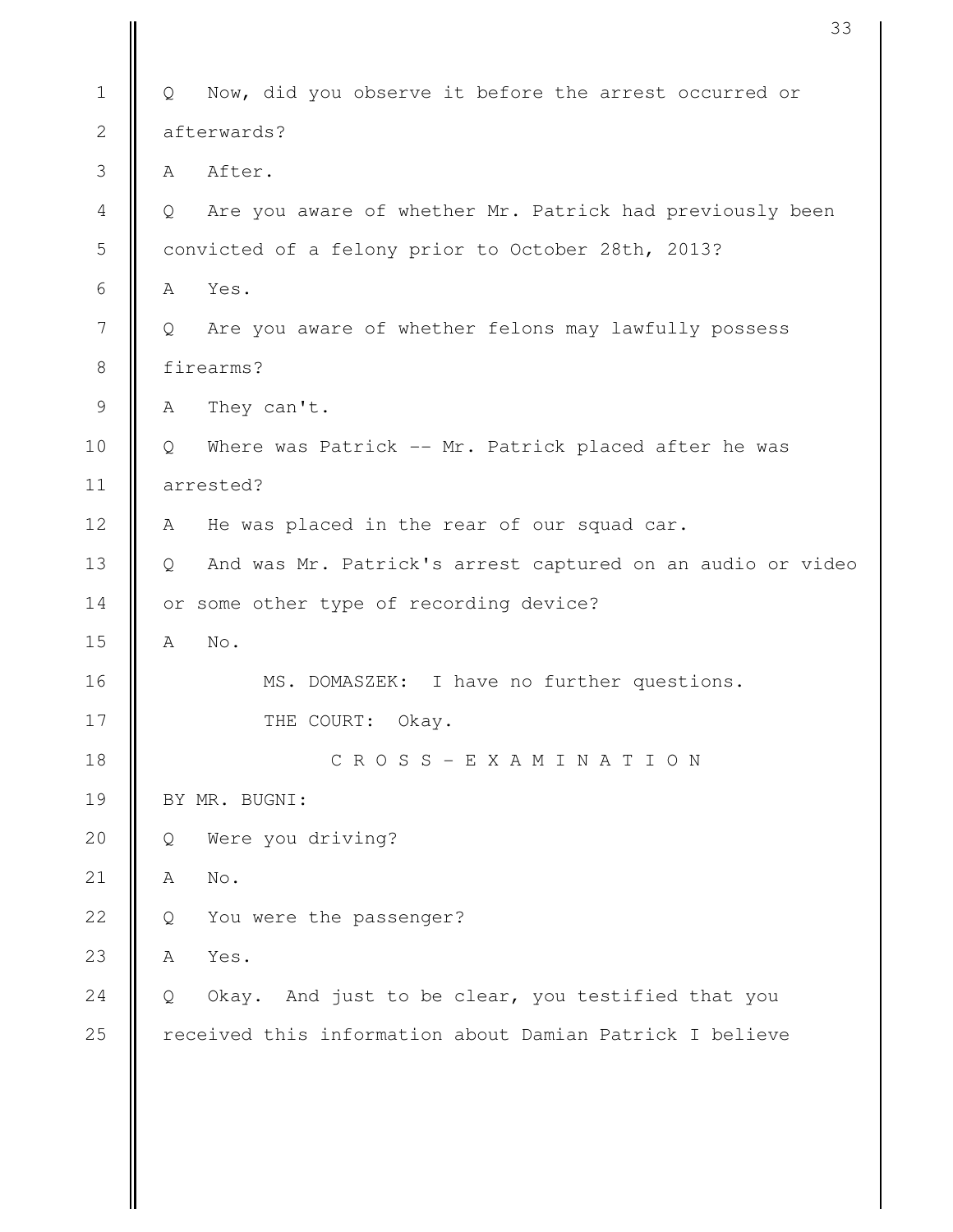Q Now, did you observe it before the arrest occurred or afterwards?

A After.

Q Are you aware of whether Mr. Patrick had previously been convicted of a felony prior to October 28th, 2013?

A Yes.

Q Are you aware of whether felons may lawfully possess firearms?

A They can't.

Q Where was Patrick -- Mr. Patrick placed after he was arrested?

A He was placed in the rear of our squad car.

Q And was Mr. Patrick's arrest captured on an audio or video or some other type of recording device?

A No.

MS. DOMASZEK: I have no further questions.

THE COURT: Okay.

C R O S S - E X A M I N A T I O N

BY MR. BUGNI:

Q Were you driving?

A No.

Q You were the passenger?

A Yes.

Q Okay. And just to be clear, you testified that you received this information about Damian Patrick I believe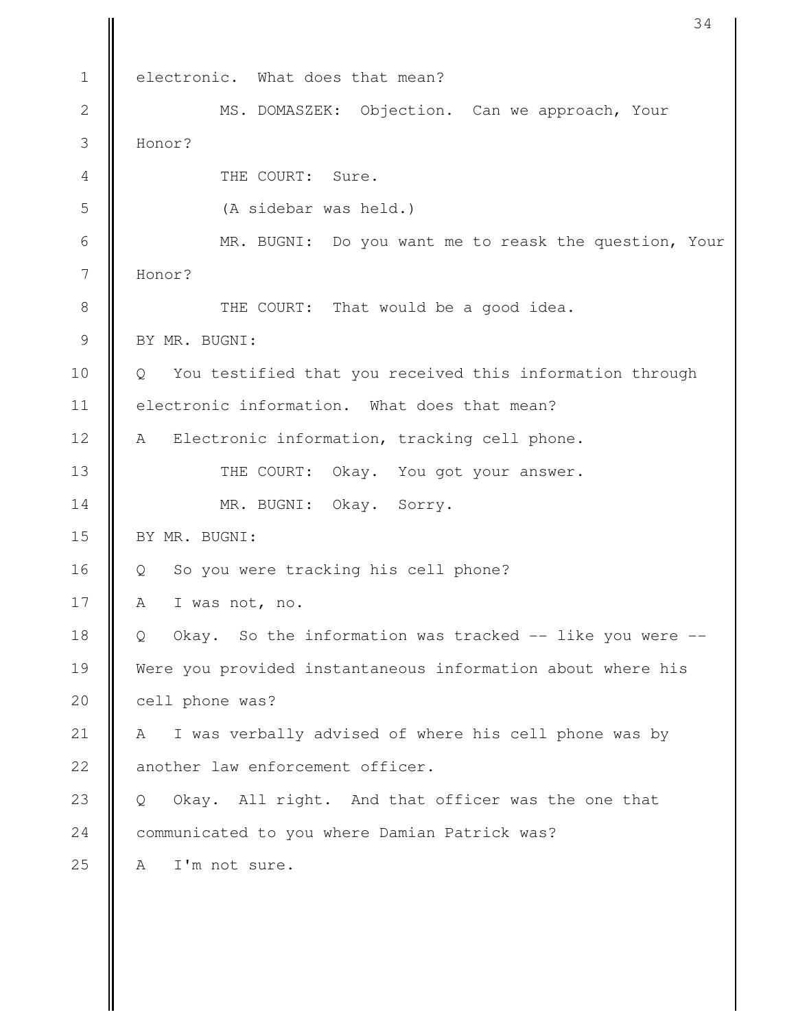electronic. What does that mean?

MS. DOMASZEK: Objection. Can we approach, Your Honor?

THE COURT: Sure.

(A sidebar was held.)

MR. BUGNI: Do you want me to reask the question, Your Honor?

THE COURT: That would be a good idea.

BY MR. BUGNI:

Q You testified that you received this information through electronic information. What does that mean?

A Electronic information, tracking cell phone.

THE COURT: Okay. You got your answer.

MR. BUGNI: Okay. Sorry.

BY MR. BUGNI:

Q So you were tracking his cell phone?

A I was not, no.

Q Okay. So the information was tracked -- like you were -- Were you provided instantaneous information about where his cell phone was?

A I was verbally advised of where his cell phone was by another law enforcement officer.

Q Okay. All right. And that officer was the one that communicated to you where Damian Patrick was?

A I'm not sure.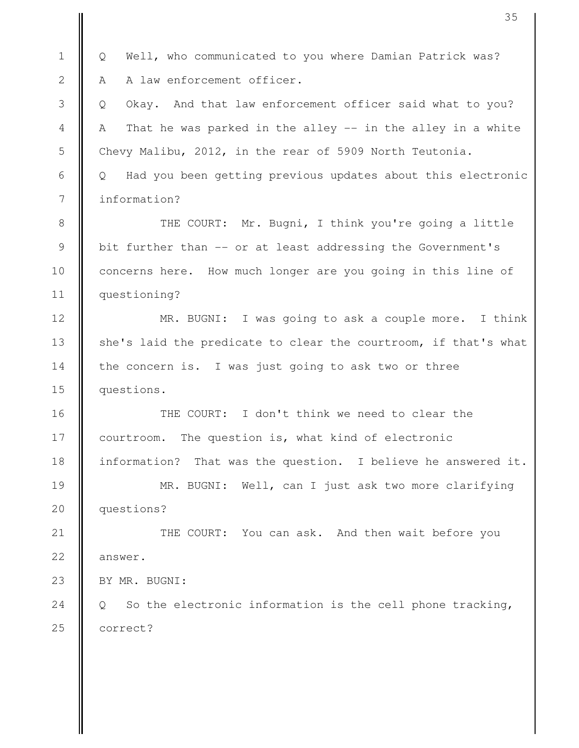Q Well, who communicated to you where Damian Patrick was?

A A law enforcement officer.

Q Okay. And that law enforcement officer said what to you?

A That he was parked in the alley -- in the alley in a white Chevy Malibu, 2012, in the rear of 5909 North Teutonia.

Q Had you been getting previous updates about this electronic information?

THE COURT: Mr. Bugni, I think you're going a little bit further than -- or at least addressing the Government's concerns here. How much longer are you going in this line of questioning?

MR. BUGNI: I was going to ask a couple more. I think she's laid the predicate to clear the courtroom, if that's what the concern is. I was just going to ask two or three questions.

THE COURT: I don't think we need to clear the courtroom. The question is, what kind of electronic information? That was the question. I believe he answered it.

MR. BUGNI: Well, can I just ask two more clarifying questions?

THE COURT: You can ask. And then wait before you answer.

BY MR. BUGNI:

Q So the electronic information is the cell phone tracking, correct?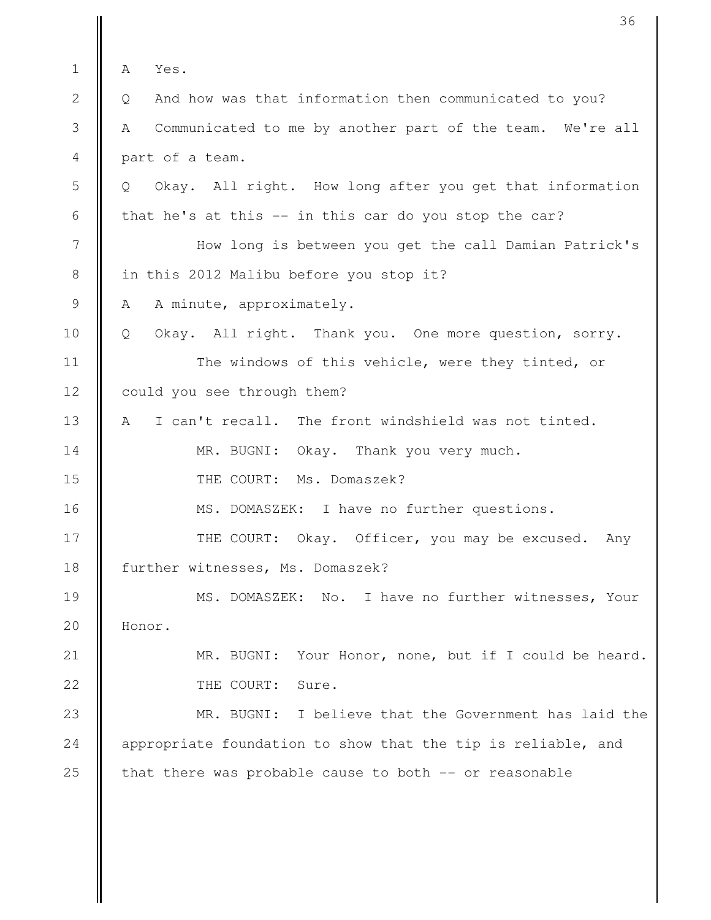A Yes.

Q And how was that information then communicated to you?

A Communicated to me by another part of the team. We're all part of a team.

Q Okay. All right. How long after you get that information that he's at this -- in this car do you stop the car?

How long is between you get the call Damian Patrick's in this 2012 Malibu before you stop it?

A A minute, approximately.

Q Okay. All right. Thank you. One more question, sorry.

The windows of this vehicle, were they tinted, or could you see through them?

A I can't recall. The front windshield was not tinted.

MR. BUGNI: Okay. Thank you very much.

THE COURT: Ms. Domaszek?

MS. DOMASZEK: I have no further questions.

THE COURT: Okay. Officer, you may be excused. Any further witnesses, Ms. Domaszek?

MS. DOMASZEK: No. I have no further witnesses, Your Honor.

MR. BUGNI: Your Honor, none, but if I could be heard.

THE COURT: Sure.

MR. BUGNI: I believe that the Government has laid the appropriate foundation to show that the tip is reliable, and that there was probable cause to both -- or reasonable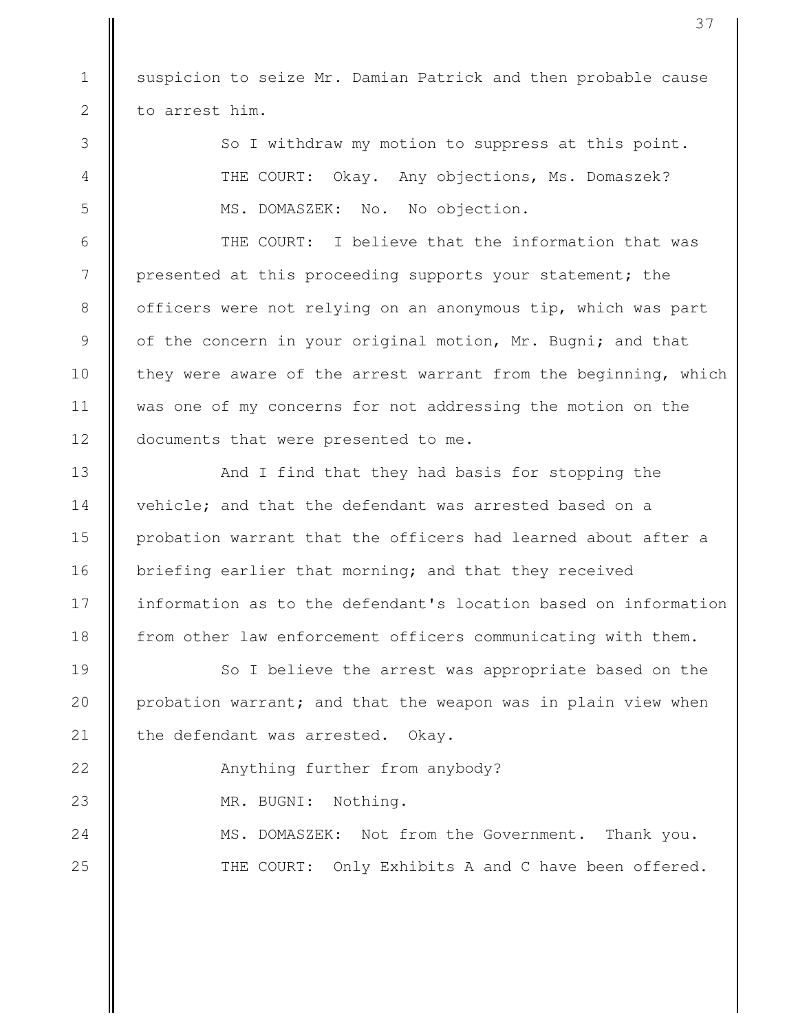suspicion to seize Mr. Damian Patrick and then probable cause to arrest him.

So I withdraw my motion to suppress at this point.

THE COURT: Okay. Any objections, Ms. Domaszek?

MS. DOMASZEK: No. No objection.

THE COURT: I believe that the information that was presented at this proceeding supports your statement; the officers were not relying on an anonymous tip, which was part of the concern in your original motion, Mr. Bugni; and that they were aware of the arrest warrant from the beginning, which was one of my concerns for not addressing the motion on the documents that were presented to me.

And I find that they had basis for stopping the vehicle; and that the defendant was arrested based on a probation warrant that the officers had learned about after a briefing earlier that morning; and that they received information as to the defendant's location based on information from other law enforcement officers communicating with them.

So I believe the arrest was appropriate based on the probation warrant; and that the weapon was in plain view when the defendant was arrested. Okay.

Anything further from anybody?

MR. BUGNI: Nothing.

MS. DOMASZEK: Not from the Government. Thank you.

THE COURT: Only Exhibits A and C have been offered.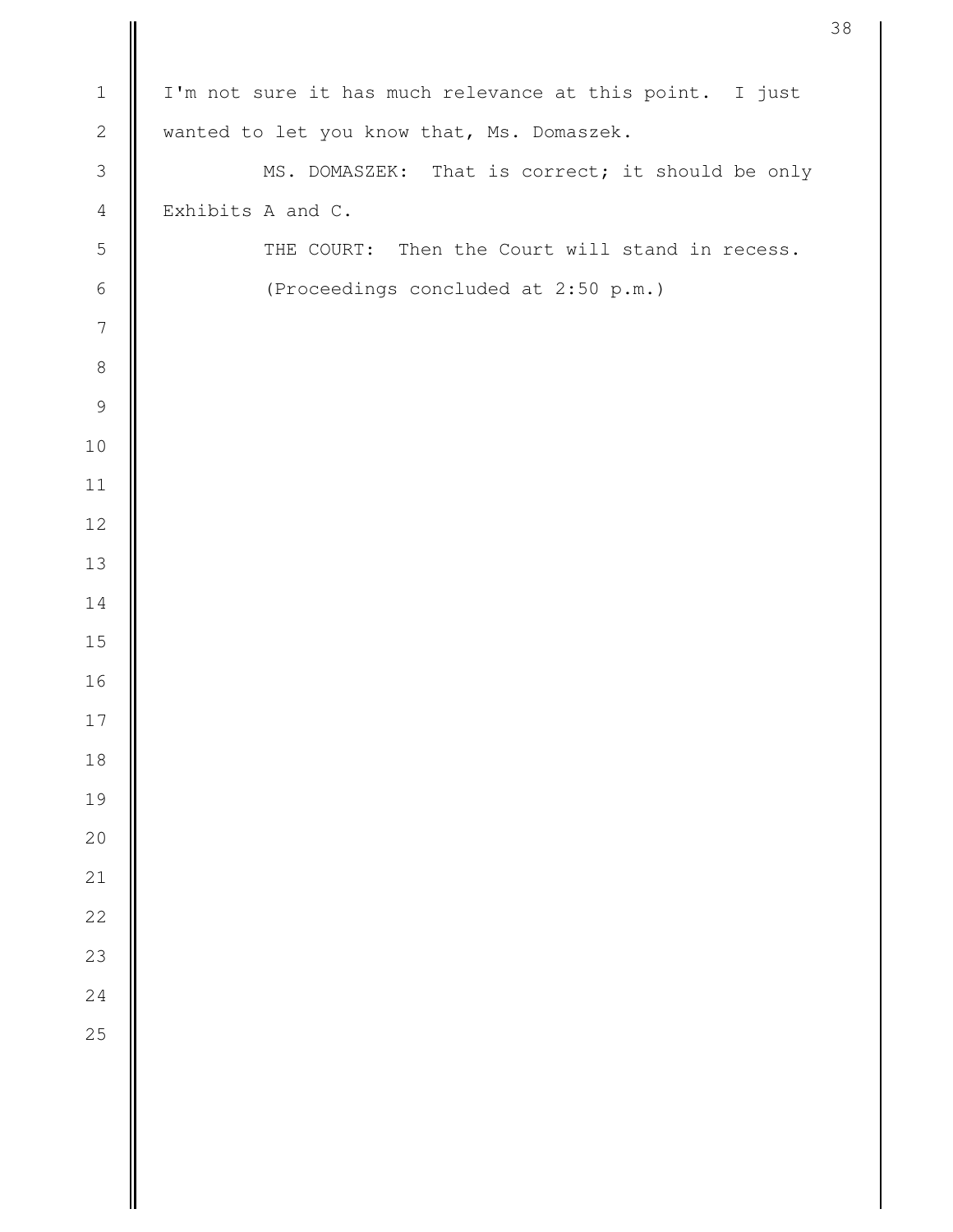I'm not sure it has much relevance at this point. I just wanted to let you know that, Ms. Domaszek.

MS. DOMASZEK: That is correct; it should be only Exhibits A and C.

THE COURT: Then the Court will stand in recess.

(Proceedings concluded at 2:50 p.m.)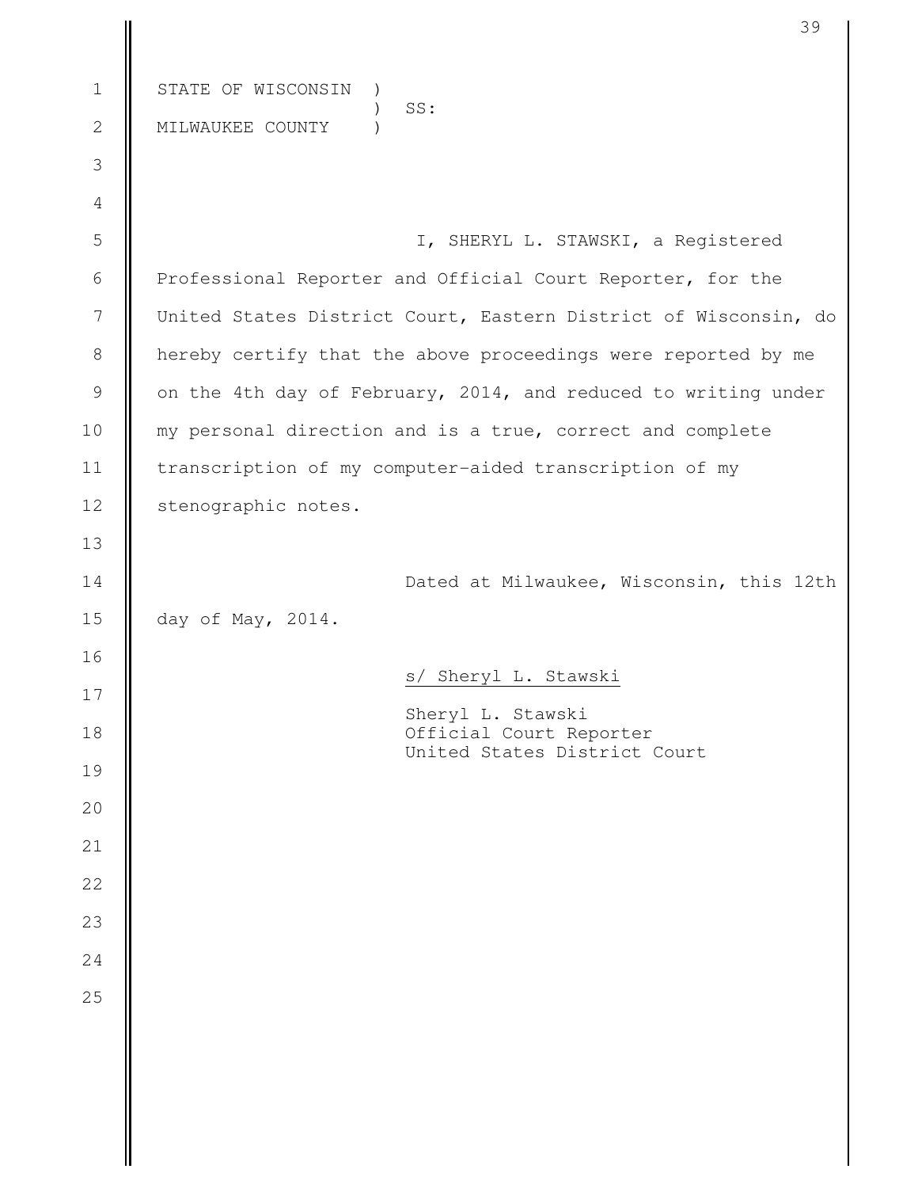STATE OF WISCONSIN )
) SS:
MILWAUKEE COUNTY )

I, SHERYL L. STAWSKI, a Registered Professional Reporter and Official Court Reporter, for the United States District Court, Eastern District of Wisconsin, do hereby certify that the above proceedings were reported by me on the 4th day of February, 2014, and reduced to writing under my personal direction and is a true, correct and complete transcription of my computer-aided transcription of my stenographic notes.

Dated at Milwaukee, Wisconsin, this 12th day of May, 2014.

s/ Sheryl L. Stawski

Sheryl L. Stawski
Official Court Reporter
United States District Court